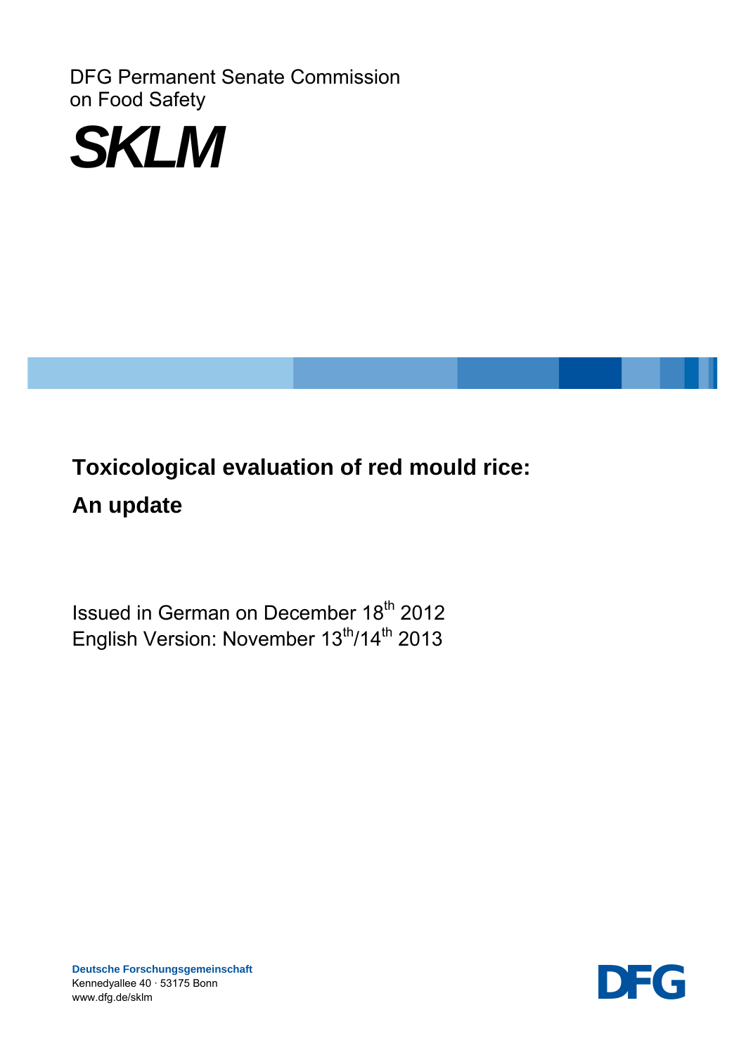DFG Permanent Senate Commission on Food Safety

**SKLM**

# Toxicological evaluation of red mould rice: An update

Issued in German on December 18th 2012
English Version: November 13th/14th 2013

**Deutsche Forschungsgemeinschaft**
Kennedyallee 40 · 53175 Bonn
www.dfg.de/sklm

DFG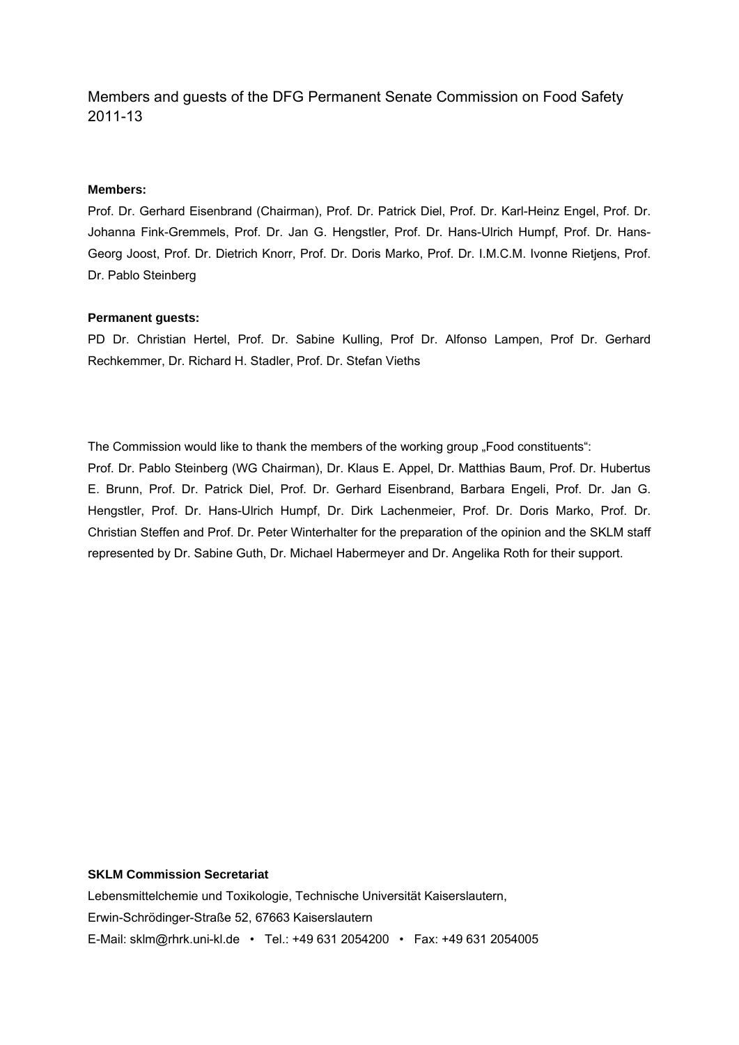# Members and guests of the DFG Permanent Senate Commission on Food Safety 2011-13

**Members:**

Prof. Dr. Gerhard Eisenbrand (Chairman), Prof. Dr. Patrick Diel, Prof. Dr. Karl-Heinz Engel, Prof. Dr. Johanna Fink-Gremmels, Prof. Dr. Jan G. Hengstler, Prof. Dr. Hans-Ulrich Humpf, Prof. Dr. Hans-Georg Joost, Prof. Dr. Dietrich Knorr, Prof. Dr. Doris Marko, Prof. Dr. I.M.C.M. Ivonne Rietjens, Prof. Dr. Pablo Steinberg

**Permanent guests:**

PD Dr. Christian Hertel, Prof. Dr. Sabine Kulling, Prof Dr. Alfonso Lampen, Prof Dr. Gerhard Rechkemmer, Dr. Richard H. Stadler, Prof. Dr. Stefan Vieths

The Commission would like to thank the members of the working group „Food constituents":
Prof. Dr. Pablo Steinberg (WG Chairman), Dr. Klaus E. Appel, Dr. Matthias Baum, Prof. Dr. Hubertus E. Brunn, Prof. Dr. Patrick Diel, Prof. Dr. Gerhard Eisenbrand, Barbara Engeli, Prof. Dr. Jan G. Hengstler, Prof. Dr. Hans-Ulrich Humpf, Dr. Dirk Lachenmeier, Prof. Dr. Doris Marko, Prof. Dr. Christian Steffen and Prof. Dr. Peter Winterhalter for the preparation of the opinion and the SKLM staff represented by Dr. Sabine Guth, Dr. Michael Habermeyer and Dr. Angelika Roth for their support.

**SKLM Commission Secretariat**

Lebensmittelchemie und Toxikologie, Technische Universität Kaiserslautern,
Erwin-Schrödinger-Straße 52, 67663 Kaiserslautern
E-Mail: sklm@rhrk.uni-kl.de • Tel.: +49 631 2054200 • Fax: +49 631 2054005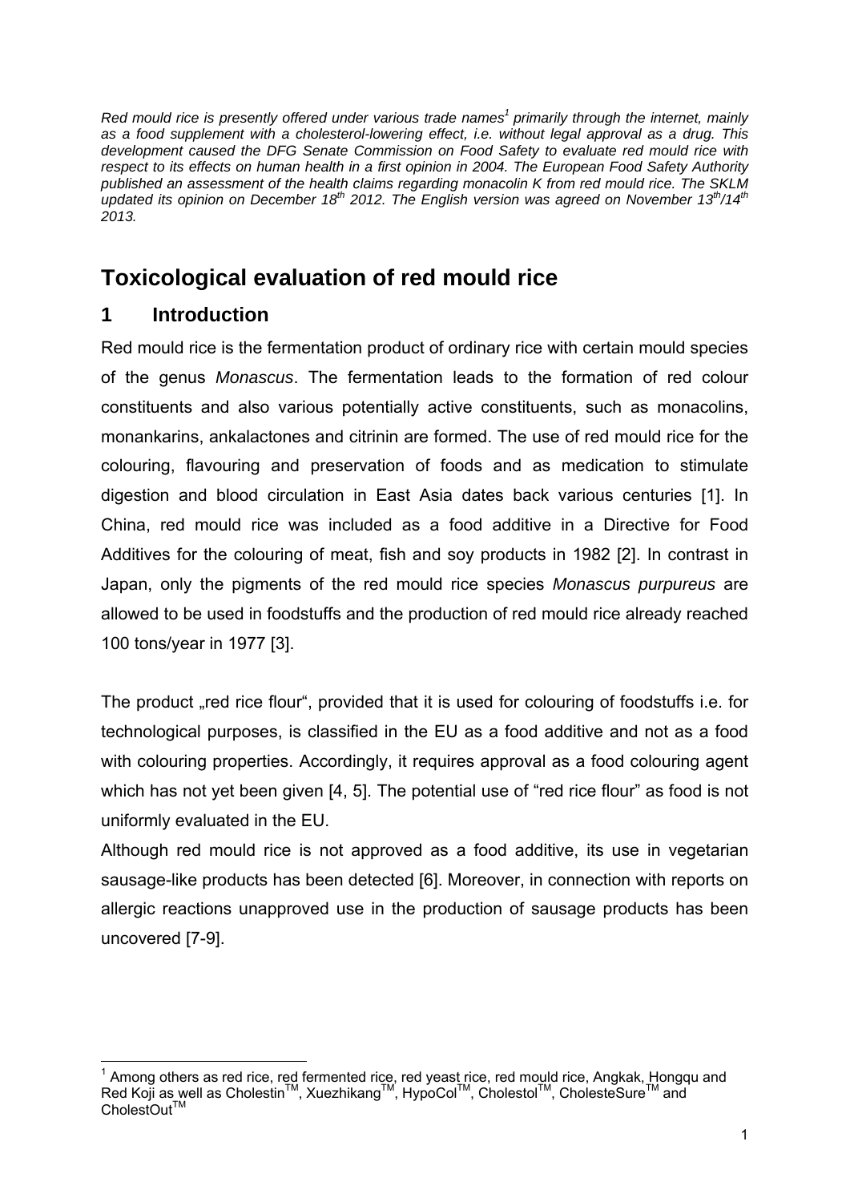*Red mould rice is presently offered under various trade names[1] primarily through the internet, mainly as a food supplement with a cholesterol-lowering effect, i.e. without legal approval as a drug. This development caused the DFG Senate Commission on Food Safety to evaluate red mould rice with respect to its effects on human health in a first opinion in 2004. The European Food Safety Authority published an assessment of the health claims regarding monacolin K from red mould rice. The SKLM updated its opinion on December 18th 2012. The English version was agreed on November 13th/14th 2013.*

# Toxicological evaluation of red mould rice

## 1 Introduction

Red mould rice is the fermentation product of ordinary rice with certain mould species of the genus *Monascus*. The fermentation leads to the formation of red colour constituents and also various potentially active constituents, such as monacolins, monankarins, ankalactones and citrinin are formed. The use of red mould rice for the colouring, flavouring and preservation of foods and as medication to stimulate digestion and blood circulation in East Asia dates back various centuries [1]. In China, red mould rice was included as a food additive in a Directive for Food Additives for the colouring of meat, fish and soy products in 1982 [2]. In contrast in Japan, only the pigments of the red mould rice species *Monascus purpureus* are allowed to be used in foodstuffs and the production of red mould rice already reached 100 tons/year in 1977 [3].

The product „red rice flour", provided that it is used for colouring of foodstuffs i.e. for technological purposes, is classified in the EU as a food additive and not as a food with colouring properties. Accordingly, it requires approval as a food colouring agent which has not yet been given [4, 5]. The potential use of "red rice flour" as food is not uniformly evaluated in the EU.

Although red mould rice is not approved as a food additive, its use in vegetarian sausage-like products has been detected [6]. Moreover, in connection with reports on allergic reactions unapproved use in the production of sausage products has been uncovered [7-9].

---

[1] Among others as red rice, red fermented rice, red yeast rice, red mould rice, Angkak, Hongqu and Red Koji as well as Cholestin™, Xuezhikang™, HypoCol™, Cholestol™, CholesteSure™ and CholestOut™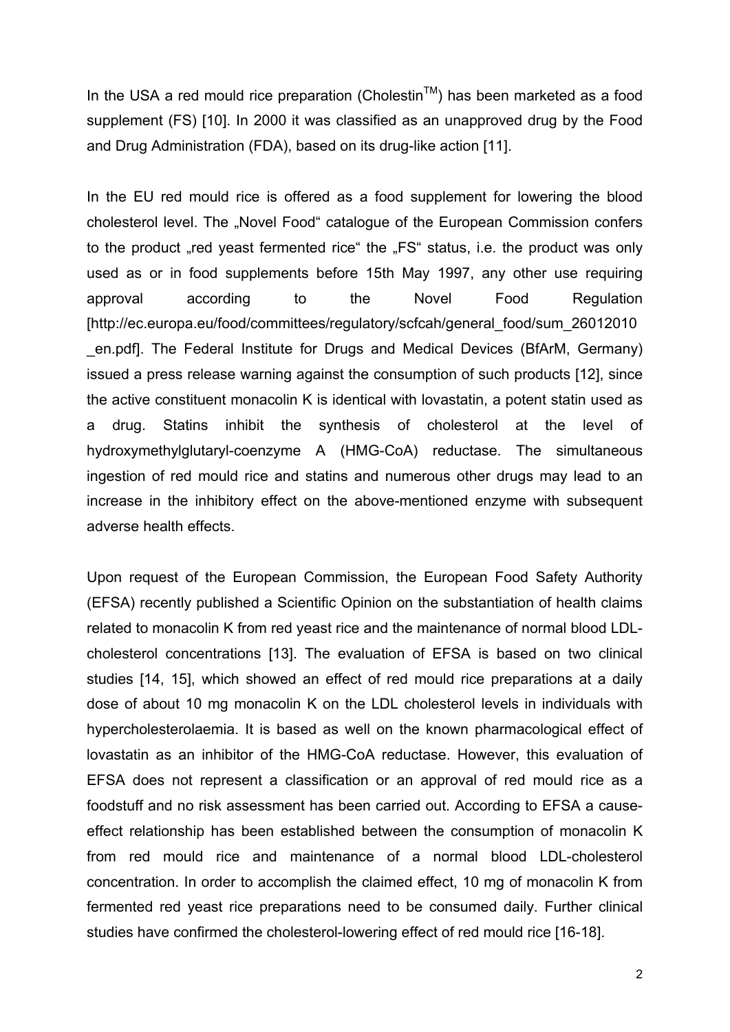In the USA a red mould rice preparation (Cholestin™) has been marketed as a food supplement (FS) [10]. In 2000 it was classified as an unapproved drug by the Food and Drug Administration (FDA), based on its drug-like action [11].

In the EU red mould rice is offered as a food supplement for lowering the blood cholesterol level. The „Novel Food" catalogue of the European Commission confers to the product „red yeast fermented rice" the „FS" status, i.e. the product was only used as or in food supplements before 15th May 1997, any other use requiring approval according to the Novel Food Regulation [http://ec.europa.eu/food/committees/regulatory/scfcah/general_food/sum_26012010_en.pdf]. The Federal Institute for Drugs and Medical Devices (BfArM, Germany) issued a press release warning against the consumption of such products [12], since the active constituent monacolin K is identical with lovastatin, a potent statin used as a drug. Statins inhibit the synthesis of cholesterol at the level of hydroxymethylglutaryl-coenzyme A (HMG-CoA) reductase. The simultaneous ingestion of red mould rice and statins and numerous other drugs may lead to an increase in the inhibitory effect on the above-mentioned enzyme with subsequent adverse health effects.

Upon request of the European Commission, the European Food Safety Authority (EFSA) recently published a Scientific Opinion on the substantiation of health claims related to monacolin K from red yeast rice and the maintenance of normal blood LDL-cholesterol concentrations [13]. The evaluation of EFSA is based on two clinical studies [14, 15], which showed an effect of red mould rice preparations at a daily dose of about 10 mg monacolin K on the LDL cholesterol levels in individuals with hypercholesterolaemia. It is based as well on the known pharmacological effect of lovastatin as an inhibitor of the HMG-CoA reductase. However, this evaluation of EFSA does not represent a classification or an approval of red mould rice as a foodstuff and no risk assessment has been carried out. According to EFSA a cause-effect relationship has been established between the consumption of monacolin K from red mould rice and maintenance of a normal blood LDL-cholesterol concentration. In order to accomplish the claimed effect, 10 mg of monacolin K from fermented red yeast rice preparations need to be consumed daily. Further clinical studies have confirmed the cholesterol-lowering effect of red mould rice [16-18].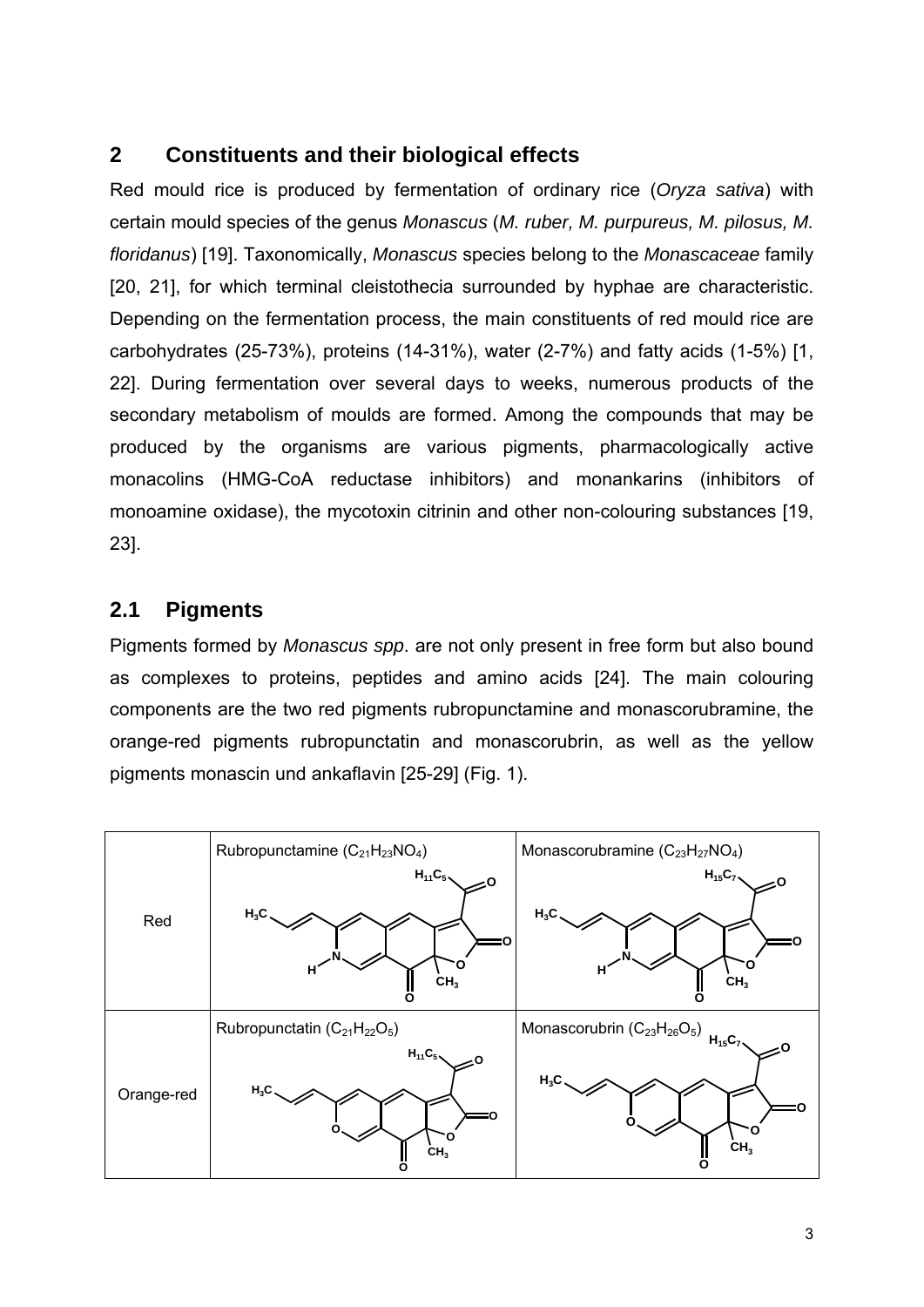## 2 Constituents and their biological effects

Red mould rice is produced by fermentation of ordinary rice (*Oryza sativa*) with certain mould species of the genus *Monascus* (*M. ruber, M. purpureus, M. pilosus, M. floridanus*) [19]. Taxonomically, *Monascus* species belong to the *Monascaceae* family [20, 21], for which terminal cleistothecia surrounded by hyphae are characteristic. Depending on the fermentation process, the main constituents of red mould rice are carbohydrates (25-73%), proteins (14-31%), water (2-7%) and fatty acids (1-5%) [1, 22]. During fermentation over several days to weeks, numerous products of the secondary metabolism of moulds are formed. Among the compounds that may be produced by the organisms are various pigments, pharmacologically active monacolins (HMG-CoA reductase inhibitors) and monankarins (inhibitors of monoamine oxidase), the mycotoxin citrinin and other non-colouring substances [19, 23].

### 2.1 Pigments

Pigments formed by *Monascus spp*. are not only present in free form but also bound as complexes to proteins, peptides and amino acids [24]. The main colouring components are the two red pigments rubropunctamine and monascorubramine, the orange-red pigments rubropunctatin and monascorubrin, as well as the yellow pigments monascin und ankaflavin [25-29] (Fig. 1).

| | | |
|---|---|---|
| Red | Rubropunctamine ($C_{21}H_{23}NO_4$) | Monascorubramine ($C_{23}H_{27}NO_4$) |
| Orange-red | Rubropunctatin ($C_{21}H_{22}O_5$) | Monascorubrin ($C_{23}H_{26}O_5$) |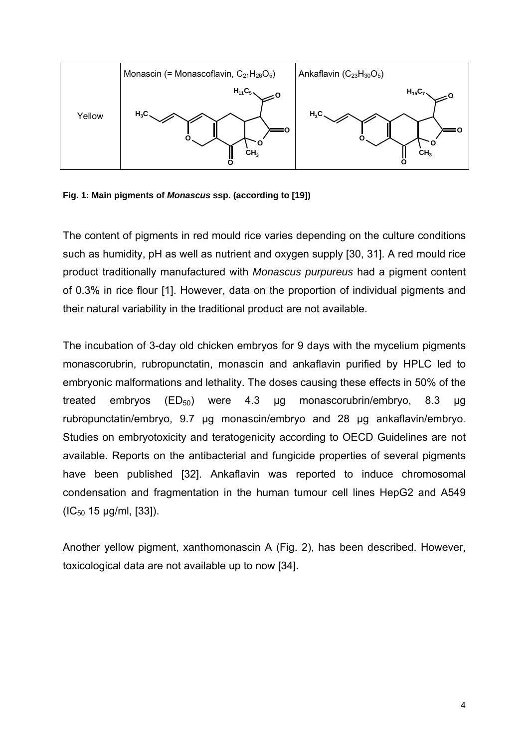| | Monascin (= Monascoflavin, $C_{21}H_{26}O_5$) | Ankaflavin ($C_{23}H_{30}O_5$) |
|---|---|---|
| Yellow | | |

**Fig. 1: Main pigments of *Monascus* ssp. (according to [19])**

The content of pigments in red mould rice varies depending on the culture conditions such as humidity, pH as well as nutrient and oxygen supply [30, 31]. A red mould rice product traditionally manufactured with *Monascus purpureus* had a pigment content of 0.3% in rice flour [1]. However, data on the proportion of individual pigments and their natural variability in the traditional product are not available.

The incubation of 3-day old chicken embryos for 9 days with the mycelium pigments monascorubrin, rubropunctatin, monascin and ankaflavin purified by HPLC led to embryonic malformations and lethality. The doses causing these effects in 50% of the treated embryos ($ED_{50}$) were 4.3 µg monascorubrin/embryo, 8.3 µg rubropunctatin/embryo, 9.7 µg monascin/embryo and 28 µg ankaflavin/embryo. Studies on embryotoxicity and teratogenicity according to OECD Guidelines are not available. Reports on the antibacterial and fungicide properties of several pigments have been published [32]. Ankaflavin was reported to induce chromosomal condensation and fragmentation in the human tumour cell lines HepG2 and A549 ($IC_{50}$ 15 µg/ml, [33]).

Another yellow pigment, xanthomonascin A (Fig. 2), has been described. However, toxicological data are not available up to now [34].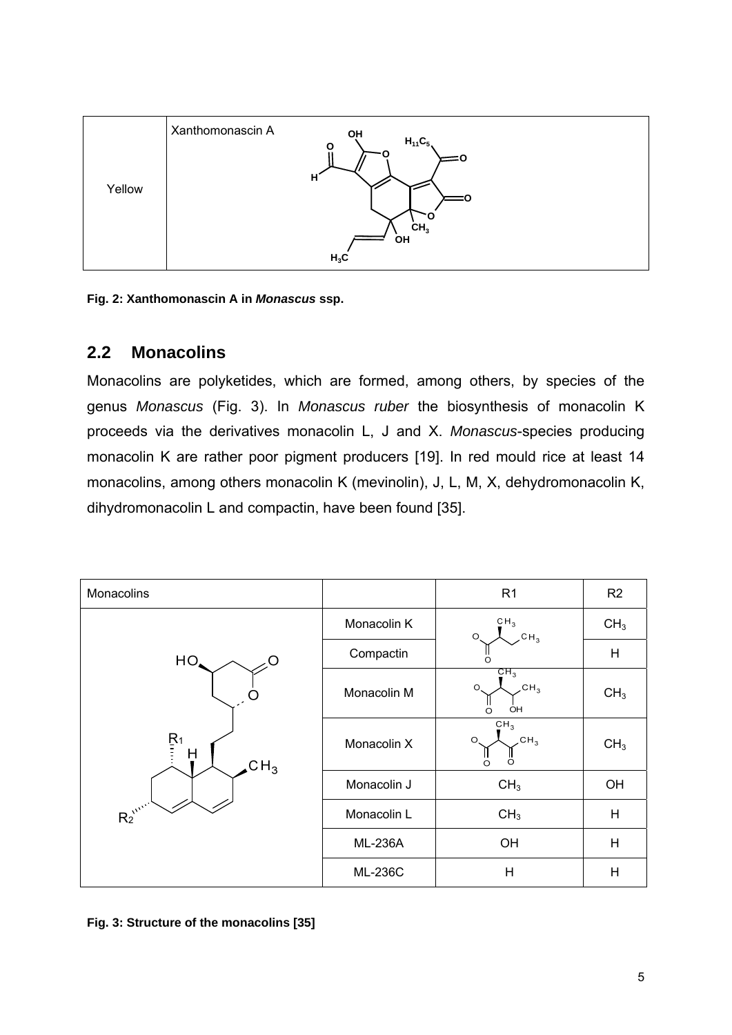| Yellow | Xanthomonascin A |
|---|---|

**Fig. 2: Xanthomonascin A in *Monascus* ssp.**

## 2.2 Monacolins

Monacolins are polyketides, which are formed, among others, by species of the genus *Monascus* (Fig. 3). In *Monascus ruber* the biosynthesis of monacolin K proceeds via the derivatives monacolin L, J and X. *Monascus*-species producing monacolin K are rather poor pigment producers [19]. In red mould rice at least 14 monacolins, among others monacolin K (mevinolin), J, L, M, X, dehydromonacolin K, dihydromonacolin L and compactin, have been found [35].

| Monacolins | | R1 | R2 |
|---|---|---|---|
| | Monacolin K | | $CH_3$ |
| | Compactin | | H |
| | Monacolin M | | $CH_3$ |
| | Monacolin X | | $CH_3$ |
| | Monacolin J | $CH_3$ | OH |
| | Monacolin L | $CH_3$ | H |
| | ML-236A | OH | H |
| | ML-236C | H | H |

**Fig. 3: Structure of the monacolins [35]**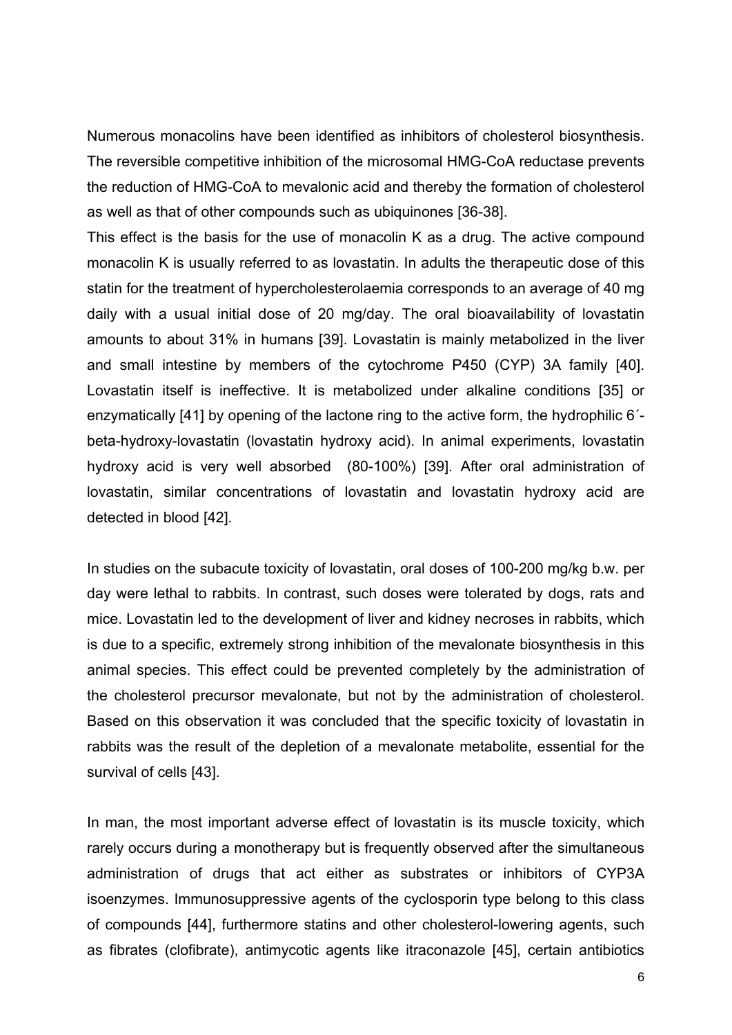Numerous monacolins have been identified as inhibitors of cholesterol biosynthesis. The reversible competitive inhibition of the microsomal HMG-CoA reductase prevents the reduction of HMG-CoA to mevalonic acid and thereby the formation of cholesterol as well as that of other compounds such as ubiquinones [36-38].

This effect is the basis for the use of monacolin K as a drug. The active compound monacolin K is usually referred to as lovastatin. In adults the therapeutic dose of this statin for the treatment of hypercholesterolaemia corresponds to an average of 40 mg daily with a usual initial dose of 20 mg/day. The oral bioavailability of lovastatin amounts to about 31% in humans [39]. Lovastatin is mainly metabolized in the liver and small intestine by members of the cytochrome P450 (CYP) 3A family [40]. Lovastatin itself is ineffective. It is metabolized under alkaline conditions [35] or enzymatically [41] by opening of the lactone ring to the active form, the hydrophilic 6´-beta-hydroxy-lovastatin (lovastatin hydroxy acid). In animal experiments, lovastatin hydroxy acid is very well absorbed (80-100%) [39]. After oral administration of lovastatin, similar concentrations of lovastatin and lovastatin hydroxy acid are detected in blood [42].

In studies on the subacute toxicity of lovastatin, oral doses of 100-200 mg/kg b.w. per day were lethal to rabbits. In contrast, such doses were tolerated by dogs, rats and mice. Lovastatin led to the development of liver and kidney necroses in rabbits, which is due to a specific, extremely strong inhibition of the mevalonate biosynthesis in this animal species. This effect could be prevented completely by the administration of the cholesterol precursor mevalonate, but not by the administration of cholesterol. Based on this observation it was concluded that the specific toxicity of lovastatin in rabbits was the result of the depletion of a mevalonate metabolite, essential for the survival of cells [43].

In man, the most important adverse effect of lovastatin is its muscle toxicity, which rarely occurs during a monotherapy but is frequently observed after the simultaneous administration of drugs that act either as substrates or inhibitors of CYP3A isoenzymes. Immunosuppressive agents of the cyclosporin type belong to this class of compounds [44], furthermore statins and other cholesterol-lowering agents, such as fibrates (clofibrate), antimycotic agents like itraconazole [45], certain antibiotics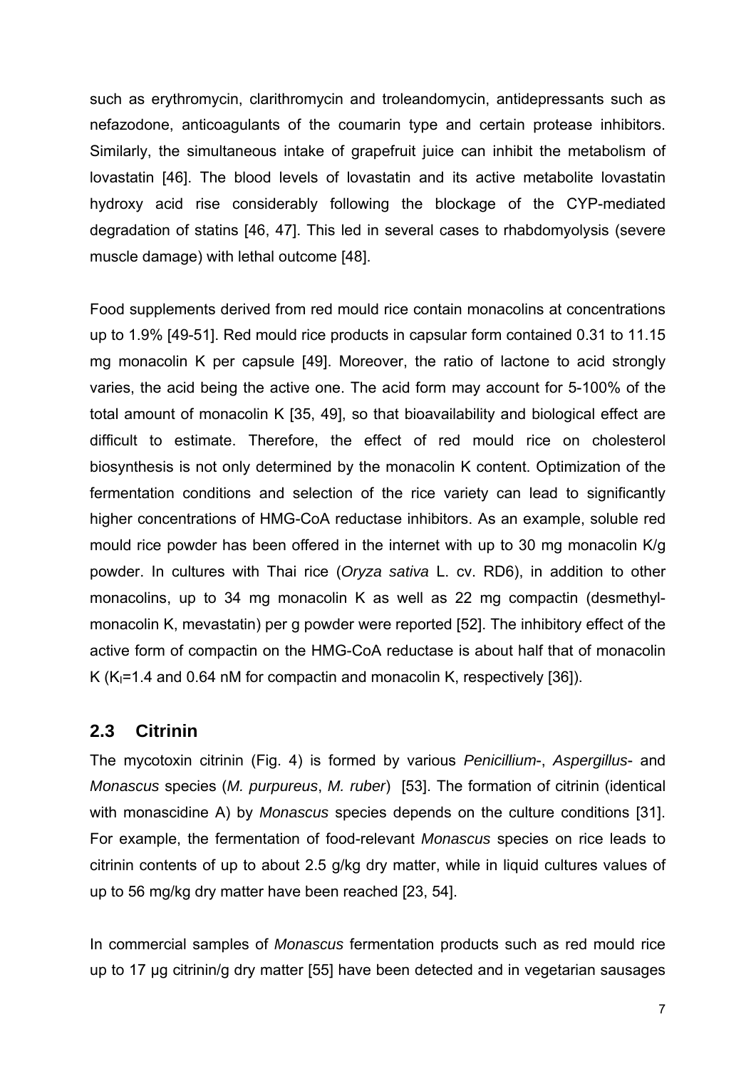such as erythromycin, clarithromycin and troleandomycin, antidepressants such as nefazodone, anticoagulants of the coumarin type and certain protease inhibitors. Similarly, the simultaneous intake of grapefruit juice can inhibit the metabolism of lovastatin [46]. The blood levels of lovastatin and its active metabolite lovastatin hydroxy acid rise considerably following the blockage of the CYP-mediated degradation of statins [46, 47]. This led in several cases to rhabdomyolysis (severe muscle damage) with lethal outcome [48].

Food supplements derived from red mould rice contain monacolins at concentrations up to 1.9% [49-51]. Red mould rice products in capsular form contained 0.31 to 11.15 mg monacolin K per capsule [49]. Moreover, the ratio of lactone to acid strongly varies, the acid being the active one. The acid form may account for 5-100% of the total amount of monacolin K [35, 49], so that bioavailability and biological effect are difficult to estimate. Therefore, the effect of red mould rice on cholesterol biosynthesis is not only determined by the monacolin K content. Optimization of the fermentation conditions and selection of the rice variety can lead to significantly higher concentrations of HMG-CoA reductase inhibitors. As an example, soluble red mould rice powder has been offered in the internet with up to 30 mg monacolin K/g powder. In cultures with Thai rice (*Oryza sativa* L. cv. RD6), in addition to other monacolins, up to 34 mg monacolin K as well as 22 mg compactin (desmethyl-monacolin K, mevastatin) per g powder were reported [52]. The inhibitory effect of the active form of compactin on the HMG-CoA reductase is about half that of monacolin K ($K_I$=1.4 and 0.64 nM for compactin and monacolin K, respectively [36]).

## 2.3 Citrinin

The mycotoxin citrinin (Fig. 4) is formed by various *Penicillium*-, *Aspergillus*- and *Monascus* species (*M. purpureus*, *M. ruber*) [53]. The formation of citrinin (identical with monascidine A) by *Monascus* species depends on the culture conditions [31]. For example, the fermentation of food-relevant *Monascus* species on rice leads to citrinin contents of up to about 2.5 g/kg dry matter, while in liquid cultures values of up to 56 mg/kg dry matter have been reached [23, 54].

In commercial samples of *Monascus* fermentation products such as red mould rice up to 17 µg citrinin/g dry matter [55] have been detected and in vegetarian sausages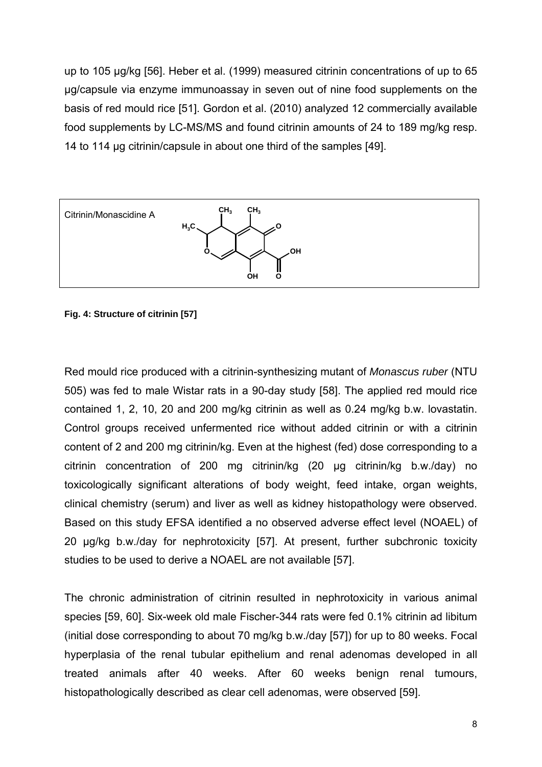up to 105 µg/kg [56]. Heber et al. (1999) measured citrinin concentrations of up to 65 µg/capsule via enzyme immunoassay in seven out of nine food supplements on the basis of red mould rice [51]. Gordon et al. (2010) analyzed 12 commercially available food supplements by LC-MS/MS and found citrinin amounts of 24 to 189 mg/kg resp. 14 to 114 µg citrinin/capsule in about one third of the samples [49].

Citrinin/Monascidine A

**Fig. 4: Structure of citrinin [57]**

Red mould rice produced with a citrinin-synthesizing mutant of *Monascus ruber* (NTU 505) was fed to male Wistar rats in a 90-day study [58]. The applied red mould rice contained 1, 2, 10, 20 and 200 mg/kg citrinin as well as 0.24 mg/kg b.w. lovastatin. Control groups received unfermented rice without added citrinin or with a citrinin content of 2 and 200 mg citrinin/kg. Even at the highest (fed) dose corresponding to a citrinin concentration of 200 mg citrinin/kg (20 µg citrinin/kg b.w./day) no toxicologically significant alterations of body weight, feed intake, organ weights, clinical chemistry (serum) and liver as well as kidney histopathology were observed. Based on this study EFSA identified a no observed adverse effect level (NOAEL) of 20 µg/kg b.w./day for nephrotoxicity [57]. At present, further subchronic toxicity studies to be used to derive a NOAEL are not available [57].

The chronic administration of citrinin resulted in nephrotoxicity in various animal species [59, 60]. Six-week old male Fischer-344 rats were fed 0.1% citrinin ad libitum (initial dose corresponding to about 70 mg/kg b.w./day [57]) for up to 80 weeks. Focal hyperplasia of the renal tubular epithelium and renal adenomas developed in all treated animals after 40 weeks. After 60 weeks benign renal tumours, histopathologically described as clear cell adenomas, were observed [59].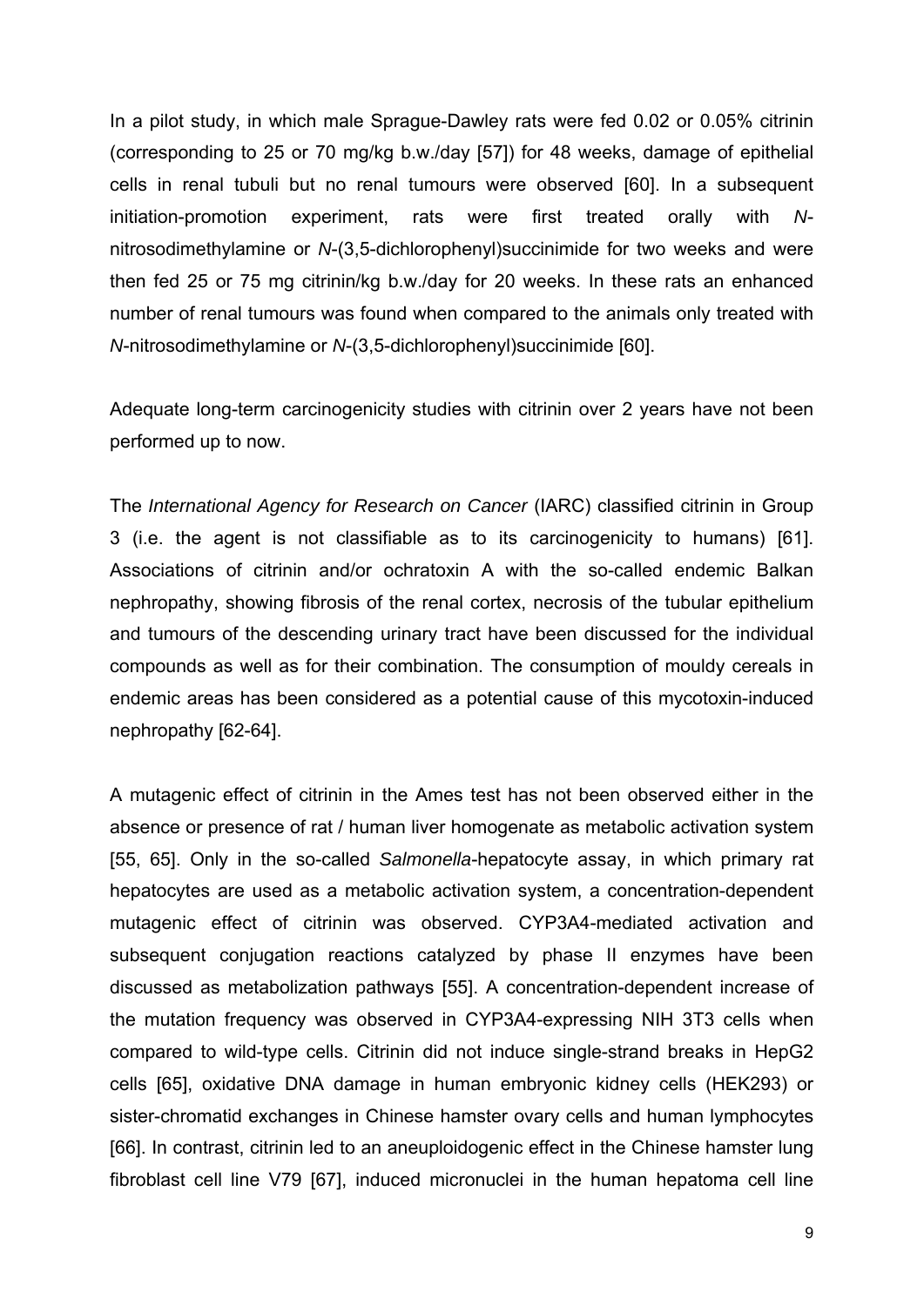In a pilot study, in which male Sprague-Dawley rats were fed 0.02 or 0.05% citrinin (corresponding to 25 or 70 mg/kg b.w./day [57]) for 48 weeks, damage of epithelial cells in renal tubuli but no renal tumours were observed [60]. In a subsequent initiation-promotion experiment, rats were first treated orally with *N*-nitrosodimethylamine or *N*-(3,5-dichlorophenyl)succinimide for two weeks and were then fed 25 or 75 mg citrinin/kg b.w./day for 20 weeks. In these rats an enhanced number of renal tumours was found when compared to the animals only treated with *N*-nitrosodimethylamine or *N*-(3,5-dichlorophenyl)succinimide [60].

Adequate long-term carcinogenicity studies with citrinin over 2 years have not been performed up to now.

The *International Agency for Research on Cancer* (IARC) classified citrinin in Group 3 (i.e. the agent is not classifiable as to its carcinogenicity to humans) [61]. Associations of citrinin and/or ochratoxin A with the so-called endemic Balkan nephropathy, showing fibrosis of the renal cortex, necrosis of the tubular epithelium and tumours of the descending urinary tract have been discussed for the individual compounds as well as for their combination. The consumption of mouldy cereals in endemic areas has been considered as a potential cause of this mycotoxin-induced nephropathy [62-64].

A mutagenic effect of citrinin in the Ames test has not been observed either in the absence or presence of rat / human liver homogenate as metabolic activation system [55, 65]. Only in the so-called *Salmonella*-hepatocyte assay, in which primary rat hepatocytes are used as a metabolic activation system, a concentration-dependent mutagenic effect of citrinin was observed. CYP3A4-mediated activation and subsequent conjugation reactions catalyzed by phase II enzymes have been discussed as metabolization pathways [55]. A concentration-dependent increase of the mutation frequency was observed in CYP3A4-expressing NIH 3T3 cells when compared to wild-type cells. Citrinin did not induce single-strand breaks in HepG2 cells [65], oxidative DNA damage in human embryonic kidney cells (HEK293) or sister-chromatid exchanges in Chinese hamster ovary cells and human lymphocytes [66]. In contrast, citrinin led to an aneuploidogenic effect in the Chinese hamster lung fibroblast cell line V79 [67], induced micronuclei in the human hepatoma cell line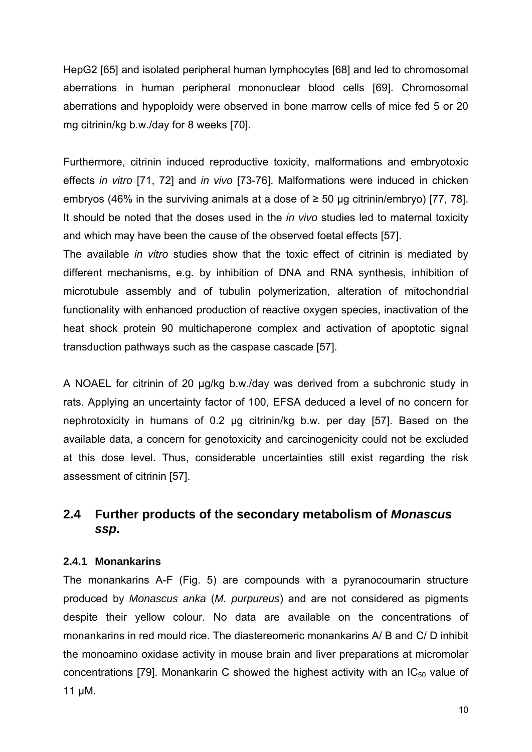HepG2 [65] and isolated peripheral human lymphocytes [68] and led to chromosomal aberrations in human peripheral mononuclear blood cells [69]. Chromosomal aberrations and hypoploidy were observed in bone marrow cells of mice fed 5 or 20 mg citrinin/kg b.w./day for 8 weeks [70].

Furthermore, citrinin induced reproductive toxicity, malformations and embryotoxic effects *in vitro* [71, 72] and *in vivo* [73-76]. Malformations were induced in chicken embryos (46% in the surviving animals at a dose of ≥ 50 µg citrinin/embryo) [77, 78]. It should be noted that the doses used in the *in vivo* studies led to maternal toxicity and which may have been the cause of the observed foetal effects [57].
The available *in vitro* studies show that the toxic effect of citrinin is mediated by different mechanisms, e.g. by inhibition of DNA and RNA synthesis, inhibition of microtubule assembly and of tubulin polymerization, alteration of mitochondrial functionality with enhanced production of reactive oxygen species, inactivation of the heat shock protein 90 multichaperone complex and activation of apoptotic signal transduction pathways such as the caspase cascade [57].

A NOAEL for citrinin of 20 µg/kg b.w./day was derived from a subchronic study in rats. Applying an uncertainty factor of 100, EFSA deduced a level of no concern for nephrotoxicity in humans of 0.2 µg citrinin/kg b.w. per day [57]. Based on the available data, a concern for genotoxicity and carcinogenicity could not be excluded at this dose level. Thus, considerable uncertainties still exist regarding the risk assessment of citrinin [57].

## 2.4 Further products of the secondary metabolism of *Monascus ssp*.

### 2.4.1 Monankarins

The monankarins A-F (Fig. 5) are compounds with a pyranocoumarin structure produced by *Monascus anka* (*M. purpureus*) and are not considered as pigments despite their yellow colour. No data are available on the concentrations of monankarins in red mould rice. The diastereomeric monankarins A/ B and C/ D inhibit the monoamino oxidase activity in mouse brain and liver preparations at micromolar concentrations [79]. Monankarin C showed the highest activity with an $IC_{50}$ value of 11 µM.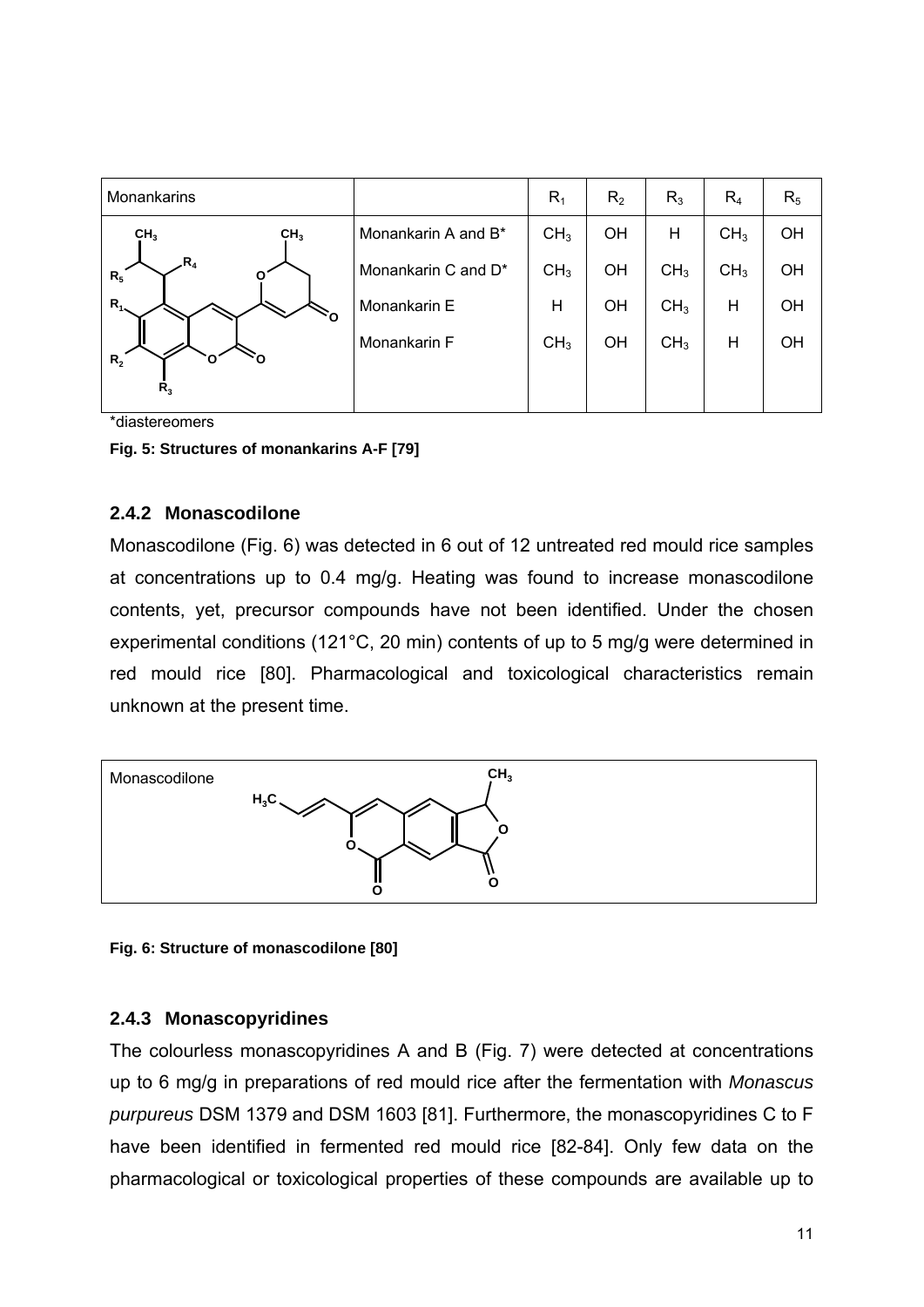| Monankarins | | $R_1$ | $R_2$ | $R_3$ | $R_4$ | $R_5$ |
|---|---|---|---|---|---|---|
| | Monankarin A and B* | $CH_3$ | OH | H | $CH_3$ | OH |
| | Monankarin C and D* | $CH_3$ | OH | $CH_3$ | $CH_3$ | OH |
| | Monankarin E | H | OH | $CH_3$ | H | OH |
| | Monankarin F | $CH_3$ | OH | $CH_3$ | H | OH |

*diastereomers

**Fig. 5: Structures of monankarins A-F [79]**

### 2.4.2 Monascodilone

Monascodilone (Fig. 6) was detected in 6 out of 12 untreated red mould rice samples at concentrations up to 0.4 mg/g. Heating was found to increase monascodilone contents, yet, precursor compounds have not been identified. Under the chosen experimental conditions (121°C, 20 min) contents of up to 5 mg/g were determined in red mould rice [80]. Pharmacological and toxicological characteristics remain unknown at the present time.

Monascodilone

**Fig. 6: Structure of monascodilone [80]**

### 2.4.3 Monascopyridines

The colourless monascopyridines A and B (Fig. 7) were detected at concentrations up to 6 mg/g in preparations of red mould rice after the fermentation with *Monascus purpureus* DSM 1379 and DSM 1603 [81]. Furthermore, the monascopyridines C to F have been identified in fermented red mould rice [82-84]. Only few data on the pharmacological or toxicological properties of these compounds are available up to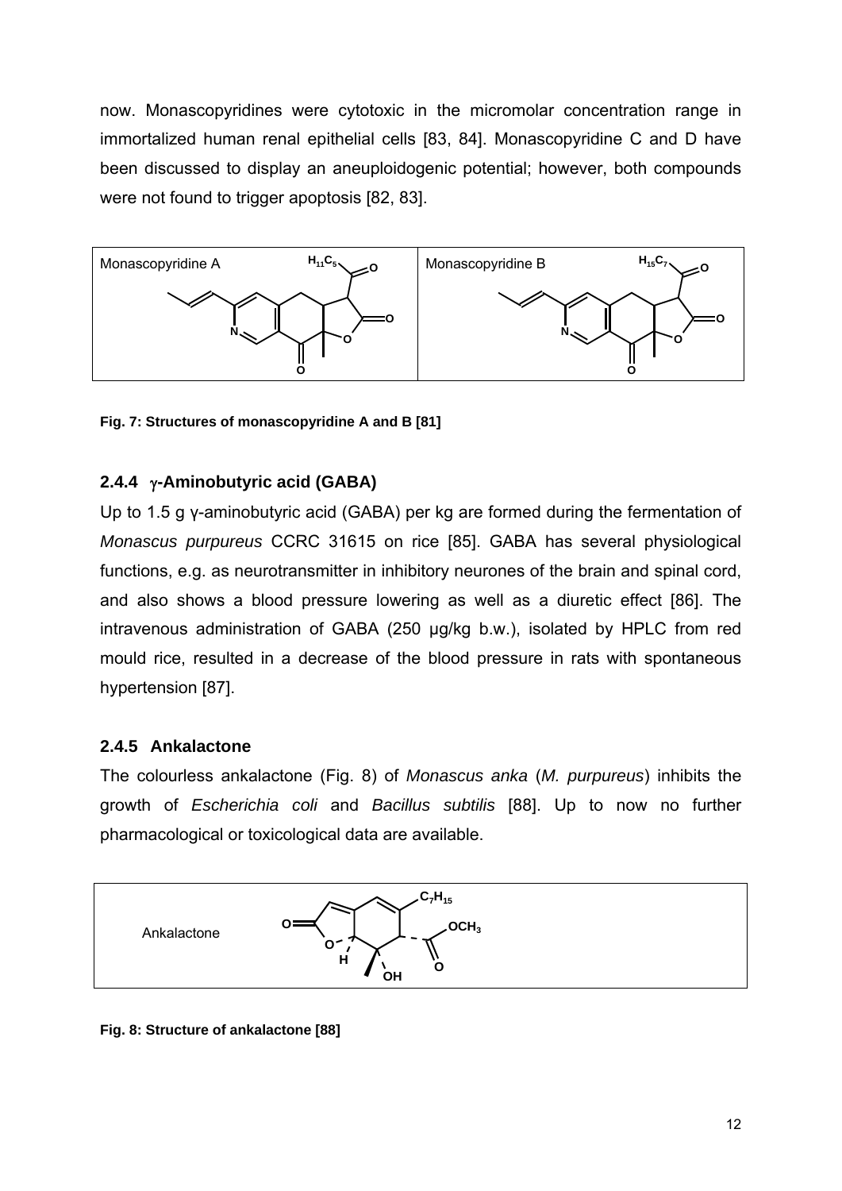now. Monascopyridines were cytotoxic in the micromolar concentration range in immortalized human renal epithelial cells [83, 84]. Monascopyridine C and D have been discussed to display an aneuploidogenic potential; however, both compounds were not found to trigger apoptosis [82, 83].

**Fig. 7: Structures of monascopyridine A and B [81]**

### 2.4.4 γ-Aminobutyric acid (GABA)

Up to 1.5 g γ-aminobutyric acid (GABA) per kg are formed during the fermentation of *Monascus purpureus* CCRC 31615 on rice [85]. GABA has several physiological functions, e.g. as neurotransmitter in inhibitory neurones of the brain and spinal cord, and also shows a blood pressure lowering as well as a diuretic effect [86]. The intravenous administration of GABA (250 µg/kg b.w.), isolated by HPLC from red mould rice, resulted in a decrease of the blood pressure in rats with spontaneous hypertension [87].

### 2.4.5 Ankalactone

The colourless ankalactone (Fig. 8) of *Monascus anka* (*M. purpureus*) inhibits the growth of *Escherichia coli* and *Bacillus subtilis* [88]. Up to now no further pharmacological or toxicological data are available.

**Fig. 8: Structure of ankalactone [88]**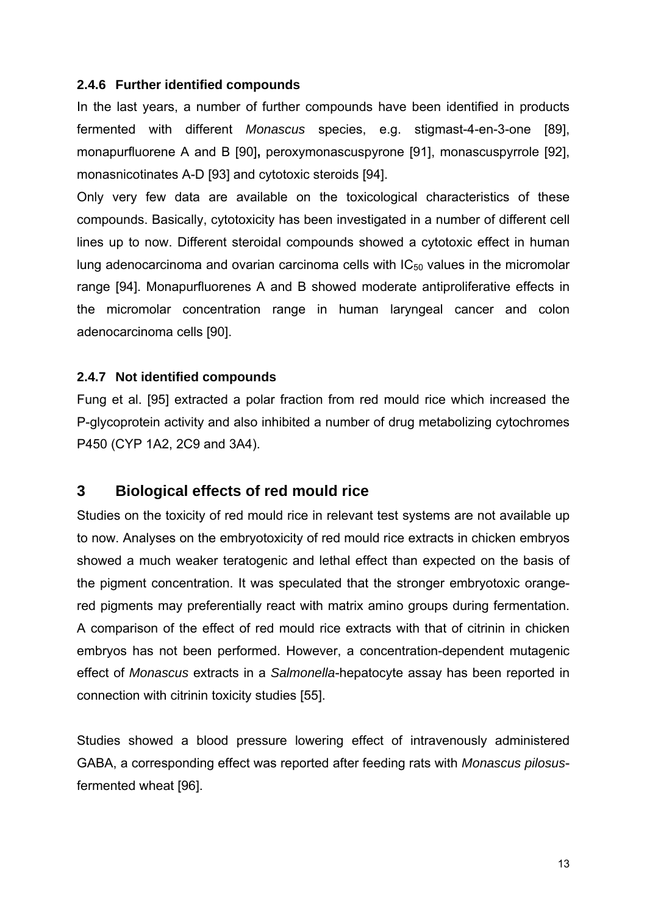### 2.4.6 Further identified compounds

In the last years, a number of further compounds have been identified in products fermented with different *Monascus* species, e.g. stigmast-4-en-3-one [89], monapurfluorene A and B [90]**,** peroxymonascuspyrone [91], monascuspyrrole [92], monasnicotinates A-D [93] and cytotoxic steroids [94].

Only very few data are available on the toxicological characteristics of these compounds. Basically, cytotoxicity has been investigated in a number of different cell lines up to now. Different steroidal compounds showed a cytotoxic effect in human lung adenocarcinoma and ovarian carcinoma cells with $IC_{50}$ values in the micromolar range [94]. Monapurfluorenes A and B showed moderate antiproliferative effects in the micromolar concentration range in human laryngeal cancer and colon adenocarcinoma cells [90].

### 2.4.7 Not identified compounds

Fung et al. [95] extracted a polar fraction from red mould rice which increased the P-glycoprotein activity and also inhibited a number of drug metabolizing cytochromes P450 (CYP 1A2, 2C9 and 3A4).

## 3 Biological effects of red mould rice

Studies on the toxicity of red mould rice in relevant test systems are not available up to now. Analyses on the embryotoxicity of red mould rice extracts in chicken embryos showed a much weaker teratogenic and lethal effect than expected on the basis of the pigment concentration. It was speculated that the stronger embryotoxic orange-red pigments may preferentially react with matrix amino groups during fermentation. A comparison of the effect of red mould rice extracts with that of citrinin in chicken embryos has not been performed. However, a concentration-dependent mutagenic effect of *Monascus* extracts in a *Salmonella*-hepatocyte assay has been reported in connection with citrinin toxicity studies [55].

Studies showed a blood pressure lowering effect of intravenously administered GABA, a corresponding effect was reported after feeding rats with *Monascus pilosus*-fermented wheat [96].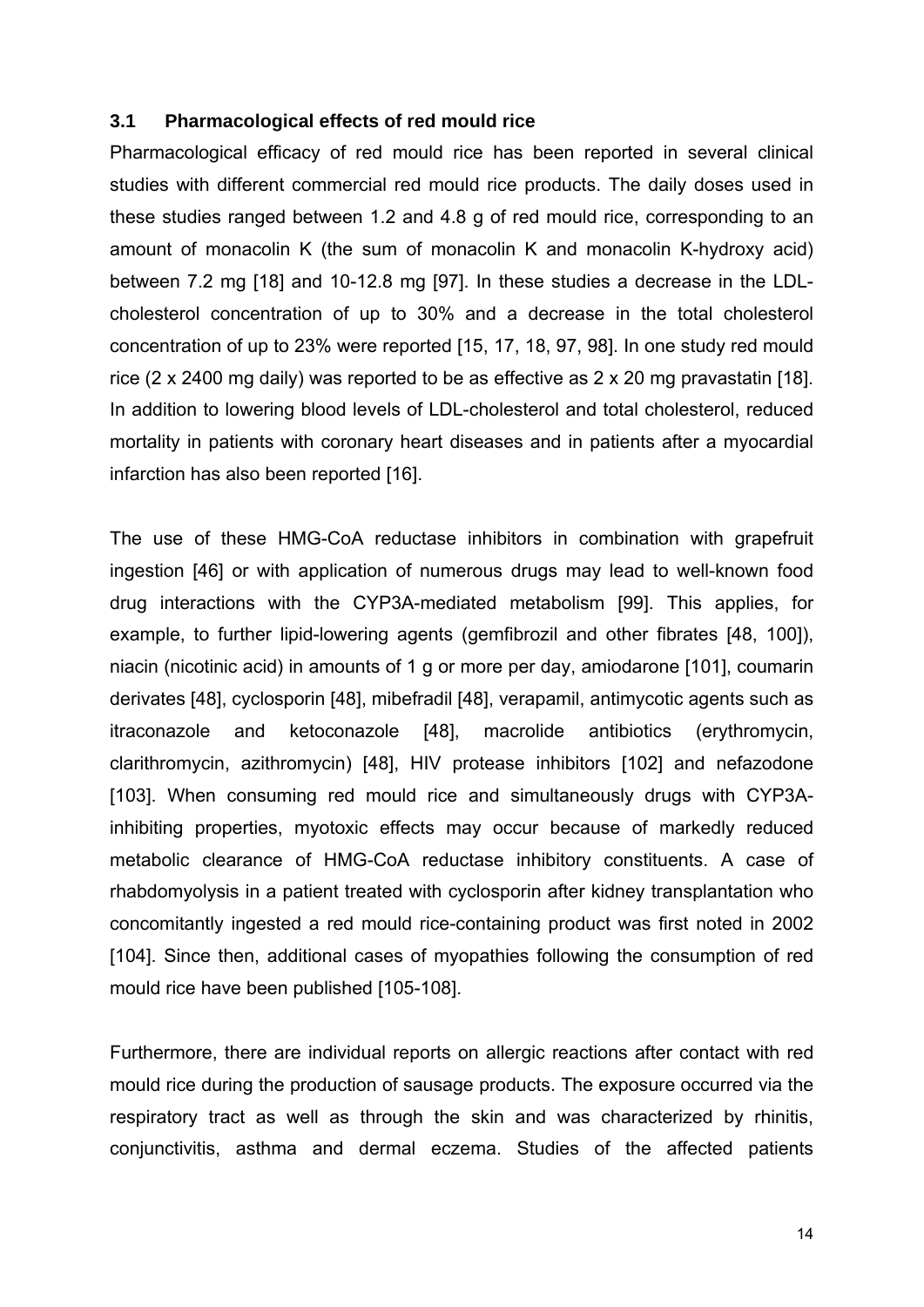### 3.1 Pharmacological effects of red mould rice

Pharmacological efficacy of red mould rice has been reported in several clinical studies with different commercial red mould rice products. The daily doses used in these studies ranged between 1.2 and 4.8 g of red mould rice, corresponding to an amount of monacolin K (the sum of monacolin K and monacolin K-hydroxy acid) between 7.2 mg [18] and 10-12.8 mg [97]. In these studies a decrease in the LDL-cholesterol concentration of up to 30% and a decrease in the total cholesterol concentration of up to 23% were reported [15, 17, 18, 97, 98]. In one study red mould rice (2 x 2400 mg daily) was reported to be as effective as 2 x 20 mg pravastatin [18]. In addition to lowering blood levels of LDL-cholesterol and total cholesterol, reduced mortality in patients with coronary heart diseases and in patients after a myocardial infarction has also been reported [16].

The use of these HMG-CoA reductase inhibitors in combination with grapefruit ingestion [46] or with application of numerous drugs may lead to well-known food drug interactions with the CYP3A-mediated metabolism [99]. This applies, for example, to further lipid-lowering agents (gemfibrozil and other fibrates [48, 100]), niacin (nicotinic acid) in amounts of 1 g or more per day, amiodarone [101], coumarin derivates [48], cyclosporin [48], mibefradil [48], verapamil, antimycotic agents such as itraconazole and ketoconazole [48], macrolide antibiotics (erythromycin, clarithromycin, azithromycin) [48], HIV protease inhibitors [102] and nefazodone [103]. When consuming red mould rice and simultaneously drugs with CYP3A-inhibiting properties, myotoxic effects may occur because of markedly reduced metabolic clearance of HMG-CoA reductase inhibitory constituents. A case of rhabdomyolysis in a patient treated with cyclosporin after kidney transplantation who concomitantly ingested a red mould rice-containing product was first noted in 2002 [104]. Since then, additional cases of myopathies following the consumption of red mould rice have been published [105-108].

Furthermore, there are individual reports on allergic reactions after contact with red mould rice during the production of sausage products. The exposure occurred via the respiratory tract as well as through the skin and was characterized by rhinitis, conjunctivitis, asthma and dermal eczema. Studies of the affected patients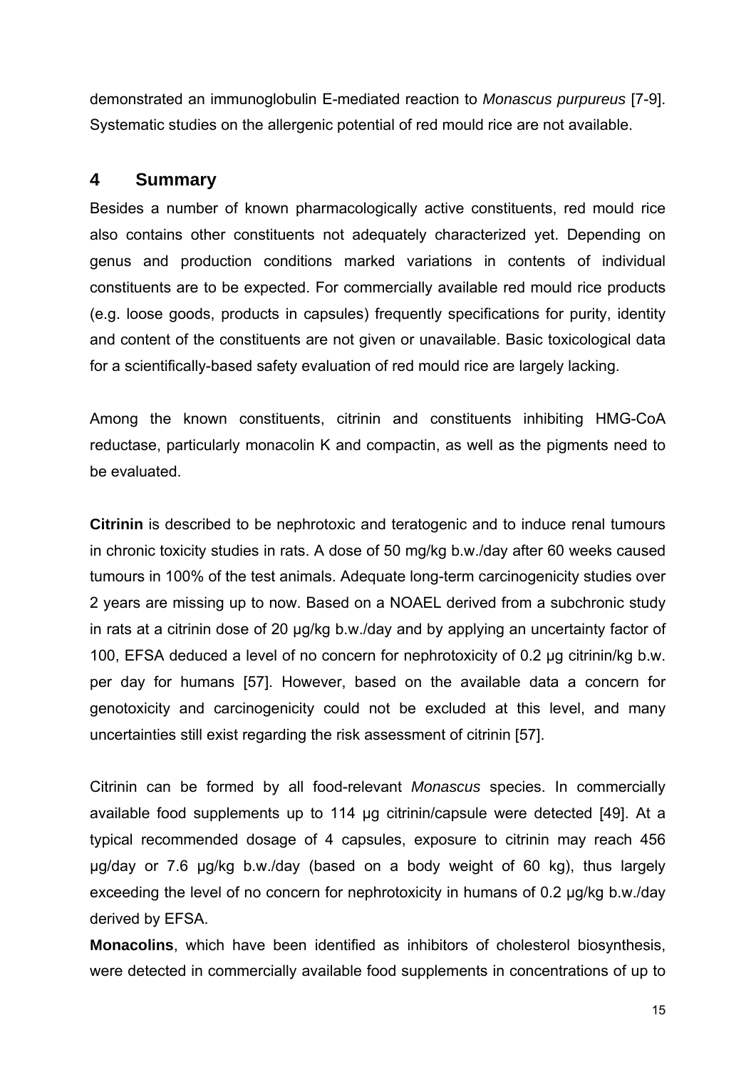demonstrated an immunoglobulin E-mediated reaction to *Monascus purpureus* [7-9]. Systematic studies on the allergenic potential of red mould rice are not available.

## 4 Summary

Besides a number of known pharmacologically active constituents, red mould rice also contains other constituents not adequately characterized yet. Depending on genus and production conditions marked variations in contents of individual constituents are to be expected. For commercially available red mould rice products (e.g. loose goods, products in capsules) frequently specifications for purity, identity and content of the constituents are not given or unavailable. Basic toxicological data for a scientifically-based safety evaluation of red mould rice are largely lacking.

Among the known constituents, citrinin and constituents inhibiting HMG-CoA reductase, particularly monacolin K and compactin, as well as the pigments need to be evaluated.

**Citrinin** is described to be nephrotoxic and teratogenic and to induce renal tumours in chronic toxicity studies in rats. A dose of 50 mg/kg b.w./day after 60 weeks caused tumours in 100% of the test animals. Adequate long-term carcinogenicity studies over 2 years are missing up to now. Based on a NOAEL derived from a subchronic study in rats at a citrinin dose of 20 µg/kg b.w./day and by applying an uncertainty factor of 100, EFSA deduced a level of no concern for nephrotoxicity of 0.2 µg citrinin/kg b.w. per day for humans [57]. However, based on the available data a concern for genotoxicity and carcinogenicity could not be excluded at this level, and many uncertainties still exist regarding the risk assessment of citrinin [57].

Citrinin can be formed by all food-relevant *Monascus* species. In commercially available food supplements up to 114 µg citrinin/capsule were detected [49]. At a typical recommended dosage of 4 capsules, exposure to citrinin may reach 456 µg/day or 7.6 µg/kg b.w./day (based on a body weight of 60 kg), thus largely exceeding the level of no concern for nephrotoxicity in humans of 0.2 µg/kg b.w./day derived by EFSA.

**Monacolins**, which have been identified as inhibitors of cholesterol biosynthesis, were detected in commercially available food supplements in concentrations of up to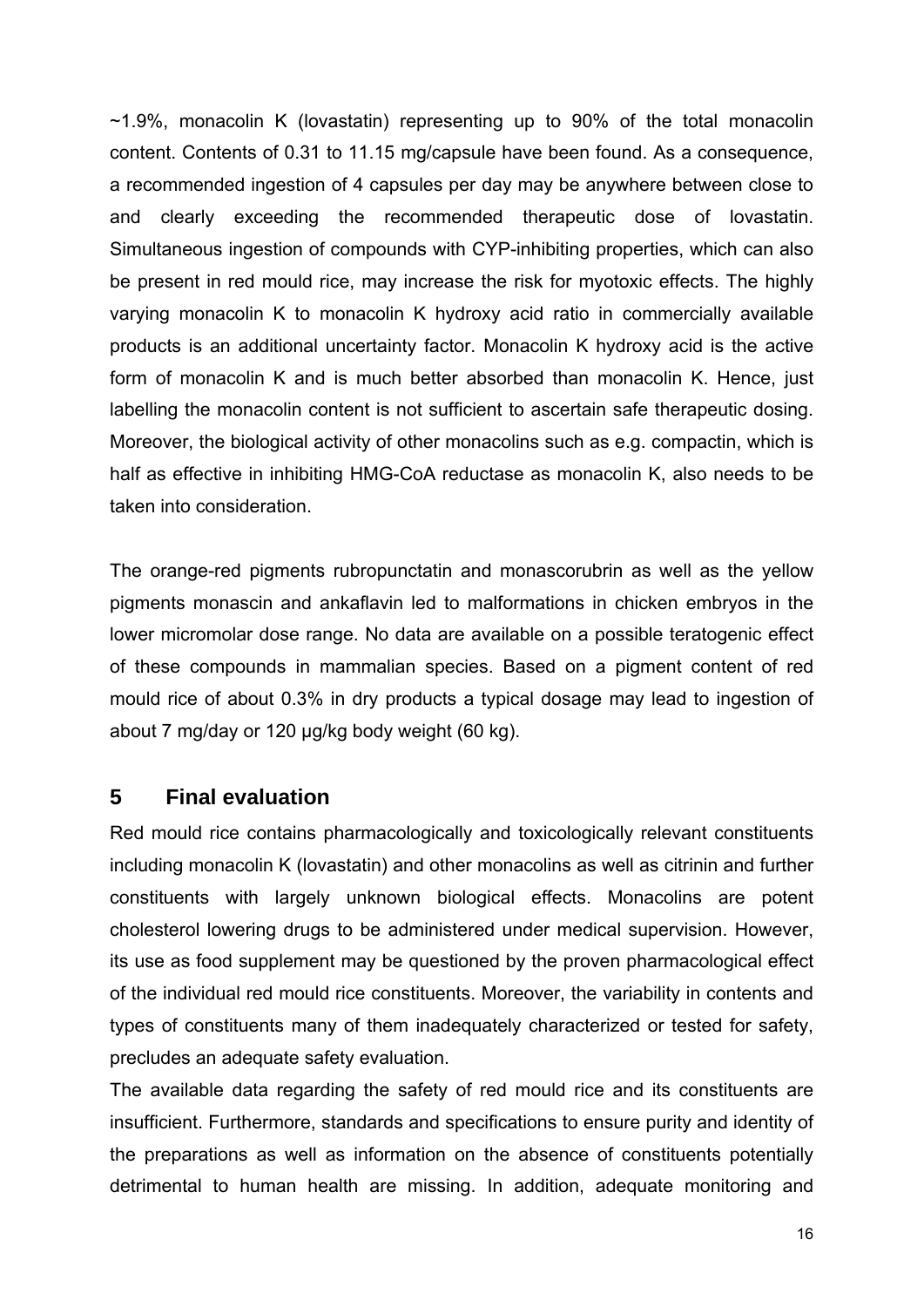~1.9%, monacolin K (lovastatin) representing up to 90% of the total monacolin content. Contents of 0.31 to 11.15 mg/capsule have been found. As a consequence, a recommended ingestion of 4 capsules per day may be anywhere between close to and clearly exceeding the recommended therapeutic dose of lovastatin. Simultaneous ingestion of compounds with CYP-inhibiting properties, which can also be present in red mould rice, may increase the risk for myotoxic effects. The highly varying monacolin K to monacolin K hydroxy acid ratio in commercially available products is an additional uncertainty factor. Monacolin K hydroxy acid is the active form of monacolin K and is much better absorbed than monacolin K. Hence, just labelling the monacolin content is not sufficient to ascertain safe therapeutic dosing. Moreover, the biological activity of other monacolins such as e.g. compactin, which is half as effective in inhibiting HMG-CoA reductase as monacolin K, also needs to be taken into consideration.

The orange-red pigments rubropunctatin and monascorubrin as well as the yellow pigments monascin and ankaflavin led to malformations in chicken embryos in the lower micromolar dose range. No data are available on a possible teratogenic effect of these compounds in mammalian species. Based on a pigment content of red mould rice of about 0.3% in dry products a typical dosage may lead to ingestion of about 7 mg/day or 120 µg/kg body weight (60 kg).

## 5 Final evaluation

Red mould rice contains pharmacologically and toxicologically relevant constituents including monacolin K (lovastatin) and other monacolins as well as citrinin and further constituents with largely unknown biological effects. Monacolins are potent cholesterol lowering drugs to be administered under medical supervision. However, its use as food supplement may be questioned by the proven pharmacological effect of the individual red mould rice constituents. Moreover, the variability in contents and types of constituents many of them inadequately characterized or tested for safety, precludes an adequate safety evaluation.

The available data regarding the safety of red mould rice and its constituents are insufficient. Furthermore, standards and specifications to ensure purity and identity of the preparations as well as information on the absence of constituents potentially detrimental to human health are missing. In addition, adequate monitoring and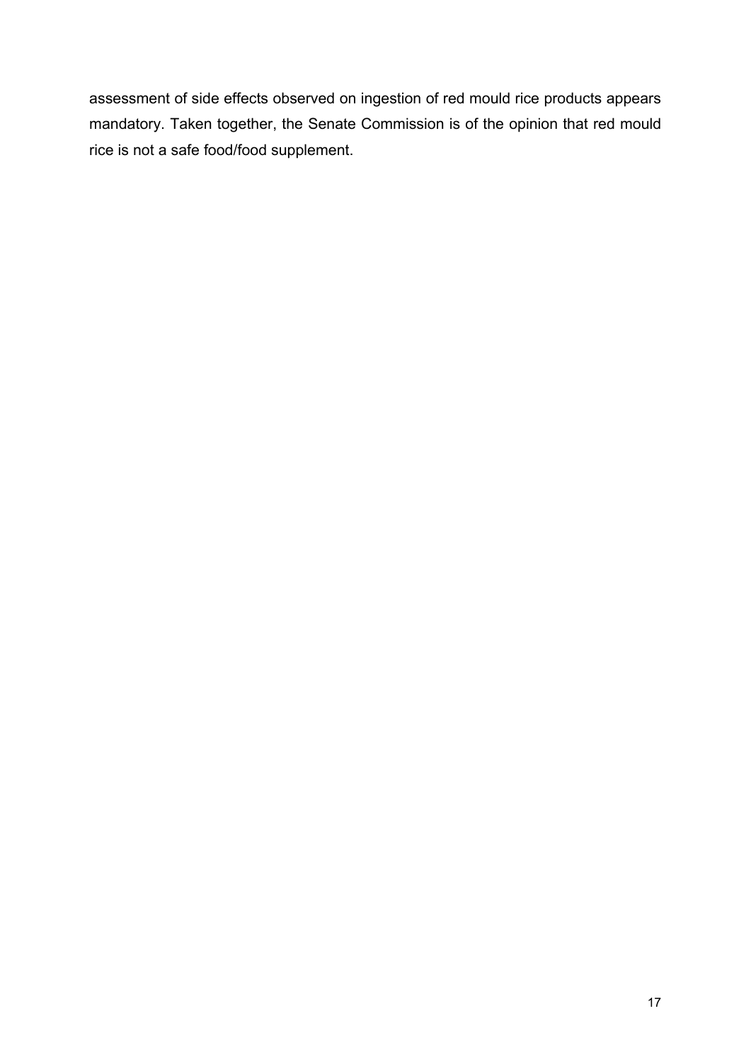assessment of side effects observed on ingestion of red mould rice products appears mandatory. Taken together, the Senate Commission is of the opinion that red mould rice is not a safe food/food supplement.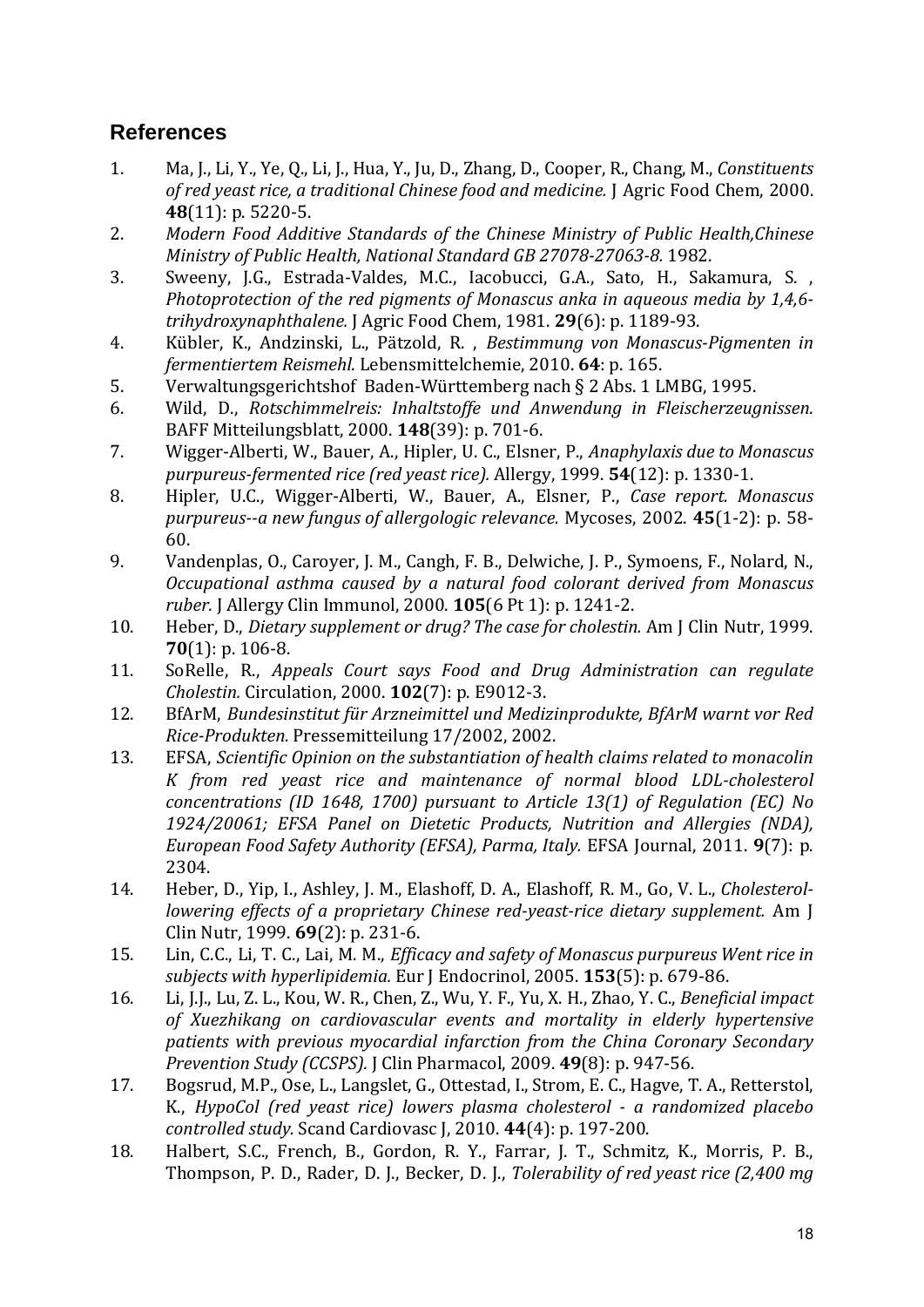## References

1. Ma, J., Li, Y., Ye, Q., Li, J., Hua, Y., Ju, D., Zhang, D., Cooper, R., Chang, M., *Constituents of red yeast rice, a traditional Chinese food and medicine.* J Agric Food Chem, 2000. **48**(11): p. 5220-5.
2. *Modern Food Additive Standards of the Chinese Ministry of Public Health,Chinese Ministry of Public Health, National Standard GB 27078-27063-8.* 1982.
3. Sweeny, J.G., Estrada-Valdes, M.C., Iacobucci, G.A., Sato, H., Sakamura, S. , *Photoprotection of the red pigments of Monascus anka in aqueous media by 1,4,6-trihydroxynaphthalene.* J Agric Food Chem, 1981. **29**(6): p. 1189-93.
4. Kübler, K., Andzinski, L., Pätzold, R. , *Bestimmung von Monascus-Pigmenten in fermentiertem Reismehl.* Lebensmittelchemie, 2010. **64**: p. 165.
5. Verwaltungsgerichtshof Baden-Württemberg nach § 2 Abs. 1 LMBG, 1995.
6. Wild, D., *Rotschimmelreis: Inhaltstoffe und Anwendung in Fleischerzeugnissen.* BAFF Mitteilungsblatt, 2000. **148**(39): p. 701-6.
7. Wigger-Alberti, W., Bauer, A., Hipler, U. C., Elsner, P., *Anaphylaxis due to Monascus purpureus-fermented rice (red yeast rice).* Allergy, 1999. **54**(12): p. 1330-1.
8. Hipler, U.C., Wigger-Alberti, W., Bauer, A., Elsner, P., *Case report. Monascus purpureus--a new fungus of allergologic relevance.* Mycoses, 2002. **45**(1-2): p. 58-60.
9. Vandenplas, O., Caroyer, J. M., Cangh, F. B., Delwiche, J. P., Symoens, F., Nolard, N., *Occupational asthma caused by a natural food colorant derived from Monascus ruber.* J Allergy Clin Immunol, 2000. **105**(6 Pt 1): p. 1241-2.
10. Heber, D., *Dietary supplement or drug? The case for cholestin.* Am J Clin Nutr, 1999. **70**(1): p. 106-8.
11. SoRelle, R., *Appeals Court says Food and Drug Administration can regulate Cholestin.* Circulation, 2000. **102**(7): p. E9012-3.
12. BfArM, *Bundesinstitut für Arzneimittel und Medizinprodukte, BfArM warnt vor Red Rice-Produkten.* Pressemitteilung 17/2002, 2002.
13. EFSA, *Scientific Opinion on the substantiation of health claims related to monacolin K from red yeast rice and maintenance of normal blood LDL-cholesterol concentrations (ID 1648, 1700) pursuant to Article 13(1) of Regulation (EC) No 1924/20061; EFSA Panel on Dietetic Products, Nutrition and Allergies (NDA), European Food Safety Authority (EFSA), Parma, Italy.* EFSA Journal, 2011. **9**(7): p. 2304.
14. Heber, D., Yip, I., Ashley, J. M., Elashoff, D. A., Elashoff, R. M., Go, V. L., *Cholesterol-lowering effects of a proprietary Chinese red-yeast-rice dietary supplement.* Am J Clin Nutr, 1999. **69**(2): p. 231-6.
15. Lin, C.C., Li, T. C., Lai, M. M., *Efficacy and safety of Monascus purpureus Went rice in subjects with hyperlipidemia.* Eur J Endocrinol, 2005. **153**(5): p. 679-86.
16. Li, J.J., Lu, Z. L., Kou, W. R., Chen, Z., Wu, Y. F., Yu, X. H., Zhao, Y. C., *Beneficial impact of Xuezhikang on cardiovascular events and mortality in elderly hypertensive patients with previous myocardial infarction from the China Coronary Secondary Prevention Study (CCSPS).* J Clin Pharmacol, 2009. **49**(8): p. 947-56.
17. Bogsrud, M.P., Ose, L., Langslet, G., Ottestad, I., Strom, E. C., Hagve, T. A., Retterstol, K., *HypoCol (red yeast rice) lowers plasma cholesterol - a randomized placebo controlled study.* Scand Cardiovasc J, 2010. **44**(4): p. 197-200.
18. Halbert, S.C., French, B., Gordon, R. Y., Farrar, J. T., Schmitz, K., Morris, P. B., Thompson, P. D., Rader, D. J., Becker, D. J., *Tolerability of red yeast rice (2,400 mg*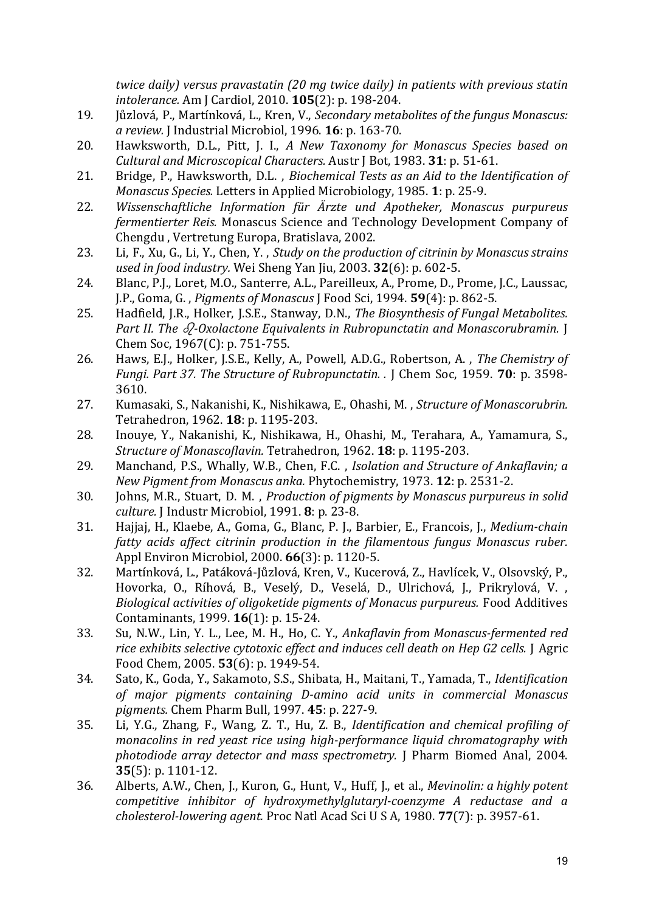*twice daily) versus pravastatin (20 mg twice daily) in patients with previous statin intolerance.* Am J Cardiol, 2010. **105**(2): p. 198-204.

19. Jůzlová, P., Martínková, L., Kren, V., *Secondary metabolites of the fungus Monascus: a review.* J Industrial Microbiol, 1996. **16**: p. 163-70.
20. Hawksworth, D.L., Pitt, J. I., *A New Taxonomy for Monascus Species based on Cultural and Microscopical Characters.* Austr J Bot, 1983. **31**: p. 51-61.
21. Bridge, P., Hawksworth, D.L. , *Biochemical Tests as an Aid to the Identification of Monascus Species.* Letters in Applied Microbiology, 1985. **1**: p. 25-9.
22. *Wissenschaftliche Information für Ärzte und Apotheker, Monascus purpureus fermentierter Reis.* Monascus Science and Technology Development Company of Chengdu , Vertretung Europa, Bratislava, 2002.
23. Li, F., Xu, G., Li, Y., Chen, Y. , *Study on the production of citrinin by Monascus strains used in food industry.* Wei Sheng Yan Jiu, 2003. **32**(6): p. 602-5.
24. Blanc, P.J., Loret, M.O., Santerre, A.L., Pareilleux, A., Prome, D., Prome, J.C., Laussac, J.P., Goma, G. , *Pigments of Monascus* J Food Sci, 1994. **59**(4): p. 862-5.
25. Hadfield, J.R., Holker, J.S.E., Stanway, D.N., *The Biosynthesis of Fungal Metabolites. Part II. The ℒ-Oxolactone Equivalents in Rubropunctatin and Monascorubramin.* J Chem Soc, 1967(C): p. 751-755.
26. Haws, E.J., Holker, J.S.E., Kelly, A., Powell, A.D.G., Robertson, A. , *The Chemistry of Fungi. Part 37. The Structure of Rubropunctatin. .* J Chem Soc, 1959. **70**: p. 3598-3610.
27. Kumasaki, S., Nakanishi, K., Nishikawa, E., Ohashi, M. , *Structure of Monascorubrin.* Tetrahedron, 1962. **18**: p. 1195-203.
28. Inouye, Y., Nakanishi, K., Nishikawa, H., Ohashi, M., Terahara, A., Yamamura, S., *Structure of Monascoflavin.* Tetrahedron, 1962. **18**: p. 1195-203.
29. Manchand, P.S., Whally, W.B., Chen, F.C. , *Isolation and Structure of Ankaflavin; a New Pigment from Monascus anka.* Phytochemistry, 1973. **12**: p. 2531-2.
30. Johns, M.R., Stuart, D. M. , *Production of pigments by Monascus purpureus in solid culture.* J Industr Microbiol, 1991. **8**: p. 23-8.
31. Hajjaj, H., Klaebe, A., Goma, G., Blanc, P. J., Barbier, E., Francois, J., *Medium-chain fatty acids affect citrinin production in the filamentous fungus Monascus ruber.* Appl Environ Microbiol, 2000. **66**(3): p. 1120-5.
32. Martínková, L., Patáková-Jůzlová, Kren, V., Kucerová, Z., Havlícek, V., Olsovský, P., Hovorka, O., Ríhová, B., Veselý, D., Veselá, D., Ulrichová, J., Prikrylová, V. , *Biological activities of oligoketide pigments of Monacus purpureus.* Food Additives Contaminants, 1999. **16**(1): p. 15-24.
33. Su, N.W., Lin, Y. L., Lee, M. H., Ho, C. Y., *Ankaflavin from Monascus-fermented red rice exhibits selective cytotoxic effect and induces cell death on Hep G2 cells.* J Agric Food Chem, 2005. **53**(6): p. 1949-54.
34. Sato, K., Goda, Y., Sakamoto, S.S., Shibata, H., Maitani, T., Yamada, T., *Identification of major pigments containing D-amino acid units in commercial Monascus pigments.* Chem Pharm Bull, 1997. **45**: p. 227-9.
35. Li, Y.G., Zhang, F., Wang, Z. T., Hu, Z. B., *Identification and chemical profiling of monacolins in red yeast rice using high-performance liquid chromatography with photodiode array detector and mass spectrometry.* J Pharm Biomed Anal, 2004. **35**(5): p. 1101-12.
36. Alberts, A.W., Chen, J., Kuron, G., Hunt, V., Huff, J., et al., *Mevinolin: a highly potent competitive inhibitor of hydroxymethylglutaryl-coenzyme A reductase and a cholesterol-lowering agent.* Proc Natl Acad Sci U S A, 1980. **77**(7): p. 3957-61.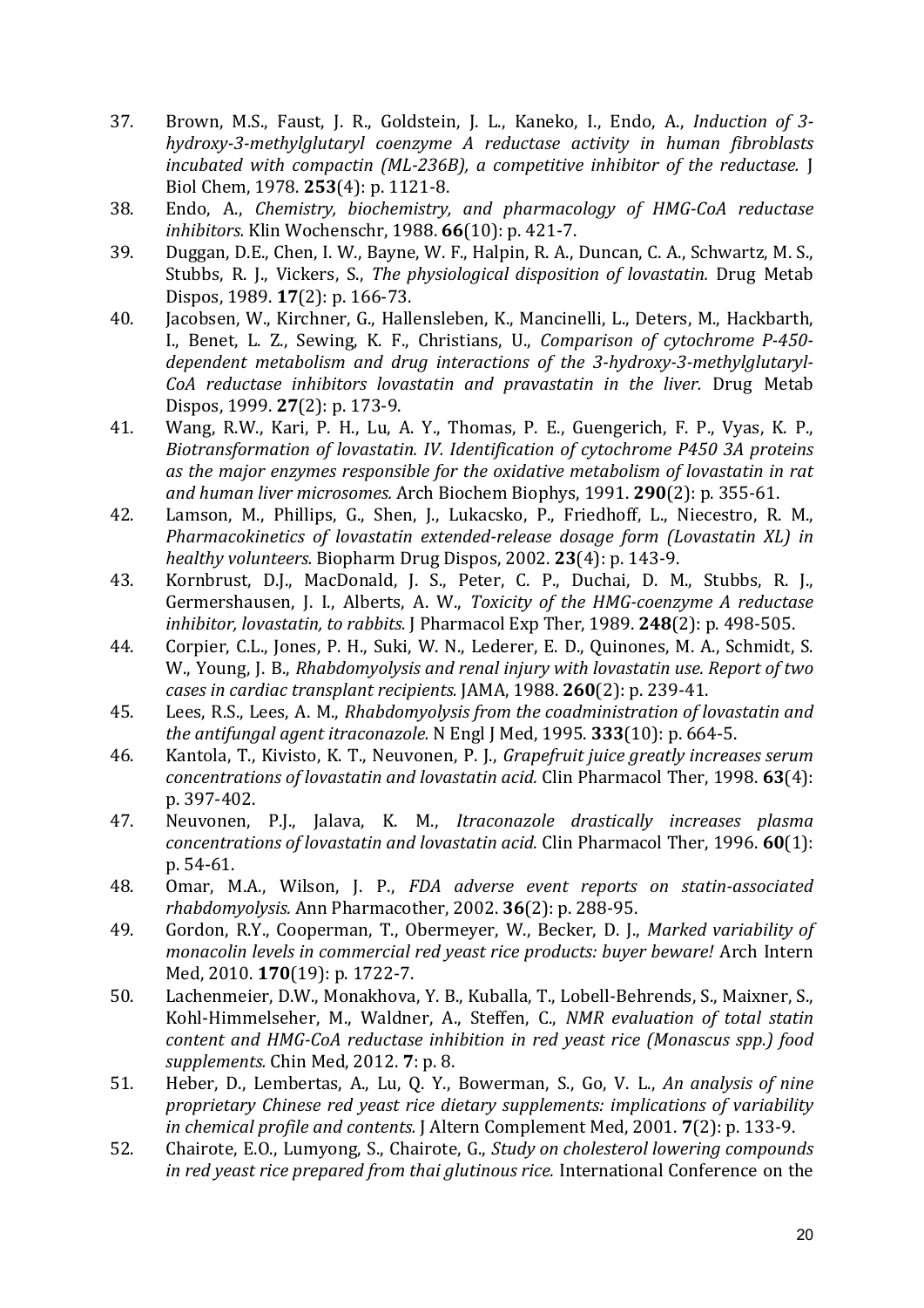37. Brown, M.S., Faust, J. R., Goldstein, J. L., Kaneko, I., Endo, A., *Induction of 3-hydroxy-3-methylglutaryl coenzyme A reductase activity in human fibroblasts incubated with compactin (ML-236B), a competitive inhibitor of the reductase.* J Biol Chem, 1978. **253**(4): p. 1121-8.
38. Endo, A., *Chemistry, biochemistry, and pharmacology of HMG-CoA reductase inhibitors.* Klin Wochenschr, 1988. **66**(10): p. 421-7.
39. Duggan, D.E., Chen, I. W., Bayne, W. F., Halpin, R. A., Duncan, C. A., Schwartz, M. S., Stubbs, R. J., Vickers, S., *The physiological disposition of lovastatin.* Drug Metab Dispos, 1989. **17**(2): p. 166-73.
40. Jacobsen, W., Kirchner, G., Hallensleben, K., Mancinelli, L., Deters, M., Hackbarth, I., Benet, L. Z., Sewing, K. F., Christians, U., *Comparison of cytochrome P-450-dependent metabolism and drug interactions of the 3-hydroxy-3-methylglutaryl-CoA reductase inhibitors lovastatin and pravastatin in the liver.* Drug Metab Dispos, 1999. **27**(2): p. 173-9.
41. Wang, R.W., Kari, P. H., Lu, A. Y., Thomas, P. E., Guengerich, F. P., Vyas, K. P., *Biotransformation of lovastatin. IV. Identification of cytochrome P450 3A proteins as the major enzymes responsible for the oxidative metabolism of lovastatin in rat and human liver microsomes.* Arch Biochem Biophys, 1991. **290**(2): p. 355-61.
42. Lamson, M., Phillips, G., Shen, J., Lukacsko, P., Friedhoff, L., Niecestro, R. M., *Pharmacokinetics of lovastatin extended-release dosage form (Lovastatin XL) in healthy volunteers.* Biopharm Drug Dispos, 2002. **23**(4): p. 143-9.
43. Kornbrust, D.J., MacDonald, J. S., Peter, C. P., Duchai, D. M., Stubbs, R. J., Germershausen, J. I., Alberts, A. W., *Toxicity of the HMG-coenzyme A reductase inhibitor, lovastatin, to rabbits.* J Pharmacol Exp Ther, 1989. **248**(2): p. 498-505.
44. Corpier, C.L., Jones, P. H., Suki, W. N., Lederer, E. D., Quinones, M. A., Schmidt, S. W., Young, J. B., *Rhabdomyolysis and renal injury with lovastatin use. Report of two cases in cardiac transplant recipients.* JAMA, 1988. **260**(2): p. 239-41.
45. Lees, R.S., Lees, A. M., *Rhabdomyolysis from the coadministration of lovastatin and the antifungal agent itraconazole.* N Engl J Med, 1995. **333**(10): p. 664-5.
46. Kantola, T., Kivisto, K. T., Neuvonen, P. J., *Grapefruit juice greatly increases serum concentrations of lovastatin and lovastatin acid.* Clin Pharmacol Ther, 1998. **63**(4): p. 397-402.
47. Neuvonen, P.J., Jalava, K. M., *Itraconazole drastically increases plasma concentrations of lovastatin and lovastatin acid.* Clin Pharmacol Ther, 1996. **60**(1): p. 54-61.
48. Omar, M.A., Wilson, J. P., *FDA adverse event reports on statin-associated rhabdomyolysis.* Ann Pharmacother, 2002. **36**(2): p. 288-95.
49. Gordon, R.Y., Cooperman, T., Obermeyer, W., Becker, D. J., *Marked variability of monacolin levels in commercial red yeast rice products: buyer beware!* Arch Intern Med, 2010. **170**(19): p. 1722-7.
50. Lachenmeier, D.W., Monakhova, Y. B., Kuballa, T., Lobell-Behrends, S., Maixner, S., Kohl-Himmelseher, M., Waldner, A., Steffen, C., *NMR evaluation of total statin content and HMG-CoA reductase inhibition in red yeast rice (Monascus spp.) food supplements.* Chin Med, 2012. **7**: p. 8.
51. Heber, D., Lembertas, A., Lu, Q. Y., Bowerman, S., Go, V. L., *An analysis of nine proprietary Chinese red yeast rice dietary supplements: implications of variability in chemical profile and contents.* J Altern Complement Med, 2001. **7**(2): p. 133-9.
52. Chairote, E.O., Lumyong, S., Chairote, G., *Study on cholesterol lowering compounds in red yeast rice prepared from thai glutinous rice.* International Conference on the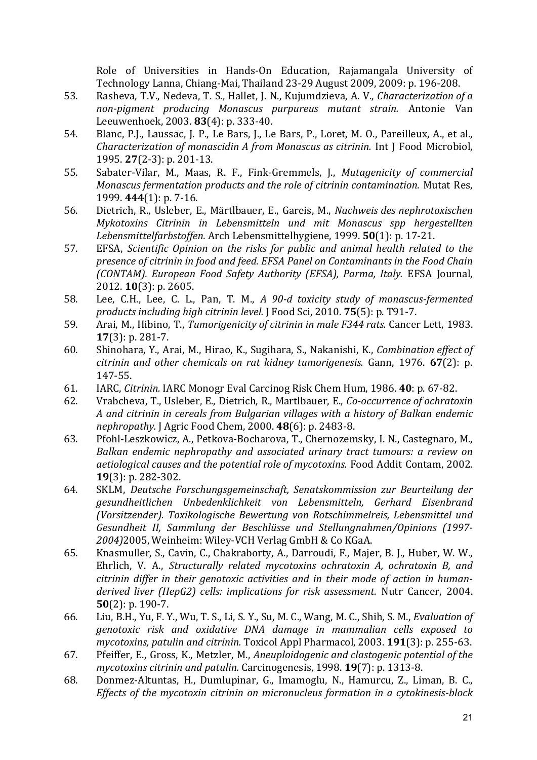Role of Universities in Hands-On Education, Rajamangala University of Technology Lanna, Chiang-Mai, Thailand 23-29 August 2009, 2009: p. 196-208.

53. Rasheva, T.V., Nedeva, T. S., Hallet, J. N., Kujumdzieva, A. V., *Characterization of a non-pigment producing Monascus purpureus mutant strain.* Antonie Van Leeuwenhoek, 2003. **83**(4): p. 333-40.
54. Blanc, P.J., Laussac, J. P., Le Bars, J., Le Bars, P., Loret, M. O., Pareilleux, A., et al., *Characterization of monascidin A from Monascus as citrinin.* Int J Food Microbiol, 1995. **27**(2-3): p. 201-13.
55. Sabater-Vilar, M., Maas, R. F., Fink-Gremmels, J., *Mutagenicity of commercial Monascus fermentation products and the role of citrinin contamination.* Mutat Res, 1999. **444**(1): p. 7-16.
56. Dietrich, R., Usleber, E., Märtlbauer, E., Gareis, M., *Nachweis des nephrotoxischen Mykotoxins Citrinin in Lebensmitteln und mit Monascus spp hergestellten Lebensmittelfarbstoffen.* Arch Lebensmittelhygiene, 1999. **50**(1): p. 17-21.
57. EFSA, *Scientific Opinion on the risks for public and animal health related to the presence of citrinin in food and feed. EFSA Panel on Contaminants in the Food Chain (CONTAM). European Food Safety Authority (EFSA), Parma, Italy.* EFSA Journal, 2012. **10**(3): p. 2605.
58. Lee, C.H., Lee, C. L., Pan, T. M., *A 90-d toxicity study of monascus-fermented products including high citrinin level.* J Food Sci, 2010. **75**(5): p. T91-7.
59. Arai, M., Hibino, T., *Tumorigenicity of citrinin in male F344 rats.* Cancer Lett, 1983. **17**(3): p. 281-7.
60. Shinohara, Y., Arai, M., Hirao, K., Sugihara, S., Nakanishi, K., *Combination effect of citrinin and other chemicals on rat kidney tumorigenesis.* Gann, 1976. **67**(2): p. 147-55.
61. IARC, *Citrinin.* IARC Monogr Eval Carcinog Risk Chem Hum, 1986. **40**: p. 67-82.
62. Vrabcheva, T., Usleber, E., Dietrich, R., Martlbauer, E., *Co-occurrence of ochratoxin A and citrinin in cereals from Bulgarian villages with a history of Balkan endemic nephropathy.* J Agric Food Chem, 2000. **48**(6): p. 2483-8.
63. Pfohl-Leszkowicz, A., Petkova-Bocharova, T., Chernozemsky, I. N., Castegnaro, M., *Balkan endemic nephropathy and associated urinary tract tumours: a review on aetiological causes and the potential role of mycotoxins.* Food Addit Contam, 2002. **19**(3): p. 282-302.
64. SKLM, *Deutsche Forschungsgemeinschaft, Senatskommission zur Beurteilung der gesundheitlichen Unbedenklichkeit von Lebensmitteln, Gerhard Eisenbrand (Vorsitzender). Toxikologische Bewertung von Rotschimmelreis, Lebensmittel und Gesundheit II, Sammlung der Beschlüsse und Stellungnahmen/Opinions (1997-2004)*2005, Weinheim: Wiley-VCH Verlag GmbH & Co KGaA.
65. Knasmuller, S., Cavin, C., Chakraborty, A., Darroudi, F., Majer, B. J., Huber, W. W., Ehrlich, V. A., *Structurally related mycotoxins ochratoxin A, ochratoxin B, and citrinin differ in their genotoxic activities and in their mode of action in human-derived liver (HepG2) cells: implications for risk assessment.* Nutr Cancer, 2004. **50**(2): p. 190-7.
66. Liu, B.H., Yu, F. Y., Wu, T. S., Li, S. Y., Su, M. C., Wang, M. C., Shih, S. M., *Evaluation of genotoxic risk and oxidative DNA damage in mammalian cells exposed to mycotoxins, patulin and citrinin.* Toxicol Appl Pharmacol, 2003. **191**(3): p. 255-63.
67. Pfeiffer, E., Gross, K., Metzler, M., *Aneuploidogenic and clastogenic potential of the mycotoxins citrinin and patulin.* Carcinogenesis, 1998. **19**(7): p. 1313-8.
68. Donmez-Altuntas, H., Dumlupinar, G., Imamoglu, N., Hamurcu, Z., Liman, B. C., *Effects of the mycotoxin citrinin on micronucleus formation in a cytokinesis-block*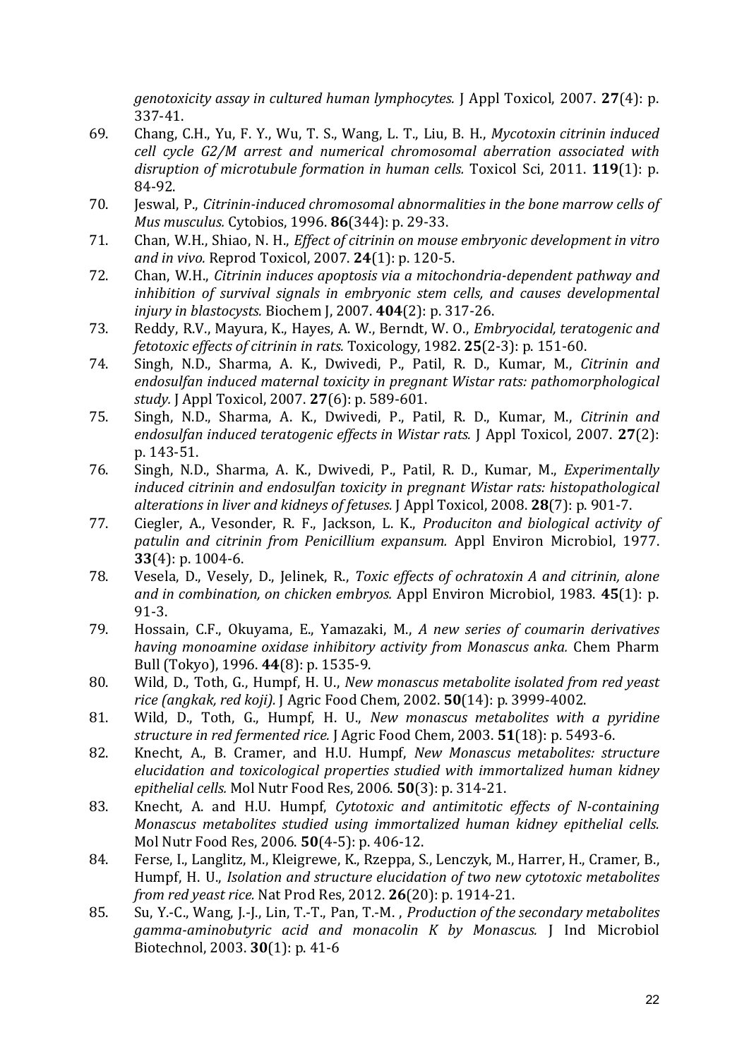*genotoxicity assay in cultured human lymphocytes.* J Appl Toxicol, 2007. **27**(4): p. 337-41.

69. Chang, C.H., Yu, F. Y., Wu, T. S., Wang, L. T., Liu, B. H., *Mycotoxin citrinin induced cell cycle G2/M arrest and numerical chromosomal aberration associated with disruption of microtubule formation in human cells.* Toxicol Sci, 2011. **119**(1): p. 84-92.
70. Jeswal, P., *Citrinin-induced chromosomal abnormalities in the bone marrow cells of Mus musculus.* Cytobios, 1996. **86**(344): p. 29-33.
71. Chan, W.H., Shiao, N. H., *Effect of citrinin on mouse embryonic development in vitro and in vivo.* Reprod Toxicol, 2007. **24**(1): p. 120-5.
72. Chan, W.H., *Citrinin induces apoptosis via a mitochondria-dependent pathway and inhibition of survival signals in embryonic stem cells, and causes developmental injury in blastocysts.* Biochem J, 2007. **404**(2): p. 317-26.
73. Reddy, R.V., Mayura, K., Hayes, A. W., Berndt, W. O., *Embryocidal, teratogenic and fetotoxic effects of citrinin in rats.* Toxicology, 1982. **25**(2-3): p. 151-60.
74. Singh, N.D., Sharma, A. K., Dwivedi, P., Patil, R. D., Kumar, M., *Citrinin and endosulfan induced maternal toxicity in pregnant Wistar rats: pathomorphological study.* J Appl Toxicol, 2007. **27**(6): p. 589-601.
75. Singh, N.D., Sharma, A. K., Dwivedi, P., Patil, R. D., Kumar, M., *Citrinin and endosulfan induced teratogenic effects in Wistar rats.* J Appl Toxicol, 2007. **27**(2): p. 143-51.
76. Singh, N.D., Sharma, A. K., Dwivedi, P., Patil, R. D., Kumar, M., *Experimentally induced citrinin and endosulfan toxicity in pregnant Wistar rats: histopathological alterations in liver and kidneys of fetuses.* J Appl Toxicol, 2008. **28**(7): p. 901-7.
77. Ciegler, A., Vesonder, R. F., Jackson, L. K., *Produciton and biological activity of patulin and citrinin from Penicillium expansum.* Appl Environ Microbiol, 1977. **33**(4): p. 1004-6.
78. Vesela, D., Vesely, D., Jelinek, R., *Toxic effects of ochratoxin A and citrinin, alone and in combination, on chicken embryos.* Appl Environ Microbiol, 1983. **45**(1): p. 91-3.
79. Hossain, C.F., Okuyama, E., Yamazaki, M., *A new series of coumarin derivatives having monoamine oxidase inhibitory activity from Monascus anka.* Chem Pharm Bull (Tokyo), 1996. **44**(8): p. 1535-9.
80. Wild, D., Toth, G., Humpf, H. U., *New monascus metabolite isolated from red yeast rice (angkak, red koji).* J Agric Food Chem, 2002. **50**(14): p. 3999-4002.
81. Wild, D., Toth, G., Humpf, H. U., *New monascus metabolites with a pyridine structure in red fermented rice.* J Agric Food Chem, 2003. **51**(18): p. 5493-6.
82. Knecht, A., B. Cramer, and H.U. Humpf, *New Monascus metabolites: structure elucidation and toxicological properties studied with immortalized human kidney epithelial cells.* Mol Nutr Food Res, 2006. **50**(3): p. 314-21.
83. Knecht, A. and H.U. Humpf, *Cytotoxic and antimitotic effects of N-containing Monascus metabolites studied using immortalized human kidney epithelial cells.* Mol Nutr Food Res, 2006. **50**(4-5): p. 406-12.
84. Ferse, I., Langlitz, M., Kleigrewe, K., Rzeppa, S., Lenczyk, M., Harrer, H., Cramer, B., Humpf, H. U., *Isolation and structure elucidation of two new cytotoxic metabolites from red yeast rice.* Nat Prod Res, 2012. **26**(20): p. 1914-21.
85. Su, Y.-C., Wang, J.-J., Lin, T.-T., Pan, T.-M. , *Production of the secondary metabolites gamma-aminobutyric acid and monacolin K by Monascus.* J Ind Microbiol Biotechnol, 2003. **30**(1): p. 41-6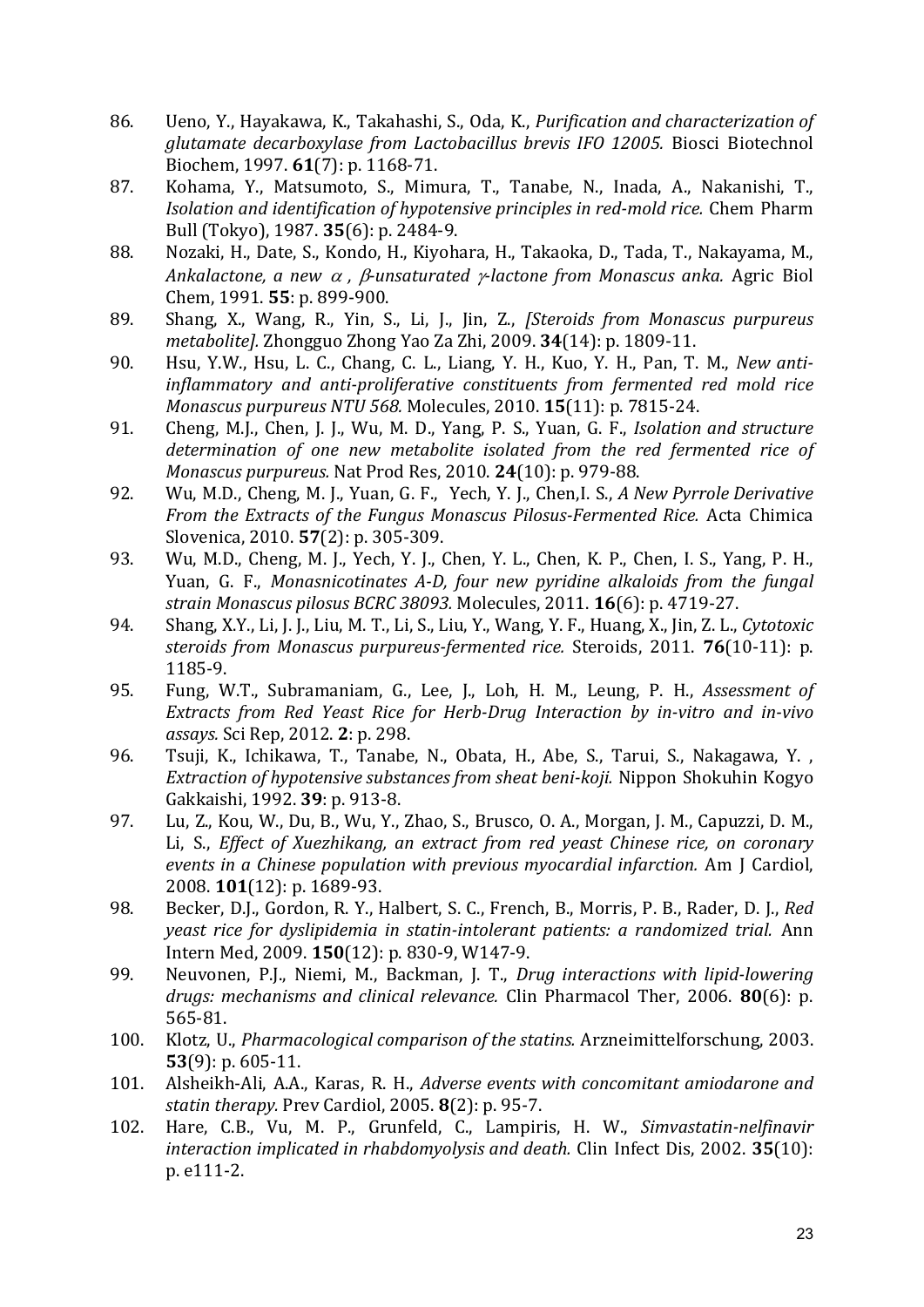86. Ueno, Y., Hayakawa, K., Takahashi, S., Oda, K., *Purification and characterization of glutamate decarboxylase from Lactobacillus brevis IFO 12005.* Biosci Biotechnol Biochem, 1997. **61**(7): p. 1168-71.
87. Kohama, Y., Matsumoto, S., Mimura, T., Tanabe, N., Inada, A., Nakanishi, T., *Isolation and identification of hypotensive principles in red-mold rice.* Chem Pharm Bull (Tokyo), 1987. **35**(6): p. 2484-9.
88. Nozaki, H., Date, S., Kondo, H., Kiyohara, H., Takaoka, D., Tada, T., Nakayama, M., *Ankalactone, a new $\alpha$, $\beta$-unsaturated $\gamma$-lactone from Monascus anka.* Agric Biol Chem, 1991. **55**: p. 899-900.
89. Shang, X., Wang, R., Yin, S., Li, J., Jin, Z., *[Steroids from Monascus purpureus metabolite].* Zhongguo Zhong Yao Za Zhi, 2009. **34**(14): p. 1809-11.
90. Hsu, Y.W., Hsu, L. C., Chang, C. L., Liang, Y. H., Kuo, Y. H., Pan, T. M., *New anti-inflammatory and anti-proliferative constituents from fermented red mold rice Monascus purpureus NTU 568.* Molecules, 2010. **15**(11): p. 7815-24.
91. Cheng, M.J., Chen, J. J., Wu, M. D., Yang, P. S., Yuan, G. F., *Isolation and structure determination of one new metabolite isolated from the red fermented rice of Monascus purpureus.* Nat Prod Res, 2010. **24**(10): p. 979-88.
92. Wu, M.D., Cheng, M. J., Yuan, G. F., Yech, Y. J., Chen,I. S., *A New Pyrrole Derivative From the Extracts of the Fungus Monascus Pilosus-Fermented Rice.* Acta Chimica Slovenica, 2010. **57**(2): p. 305-309.
93. Wu, M.D., Cheng, M. J., Yech, Y. J., Chen, Y. L., Chen, K. P., Chen, I. S., Yang, P. H., Yuan, G. F., *Monasnicotinates A-D, four new pyridine alkaloids from the fungal strain Monascus pilosus BCRC 38093.* Molecules, 2011. **16**(6): p. 4719-27.
94. Shang, X.Y., Li, J. J., Liu, M. T., Li, S., Liu, Y., Wang, Y. F., Huang, X., Jin, Z. L., *Cytotoxic steroids from Monascus purpureus-fermented rice.* Steroids, 2011. **76**(10-11): p. 1185-9.
95. Fung, W.T., Subramaniam, G., Lee, J., Loh, H. M., Leung, P. H., *Assessment of Extracts from Red Yeast Rice for Herb-Drug Interaction by in-vitro and in-vivo assays.* Sci Rep, 2012. **2**: p. 298.
96. Tsuji, K., Ichikawa, T., Tanabe, N., Obata, H., Abe, S., Tarui, S., Nakagawa, Y. , *Extraction of hypotensive substances from sheat beni-koji.* Nippon Shokuhin Kogyo Gakkaishi, 1992. **39**: p. 913-8.
97. Lu, Z., Kou, W., Du, B., Wu, Y., Zhao, S., Brusco, O. A., Morgan, J. M., Capuzzi, D. M., Li, S., *Effect of Xuezhikang, an extract from red yeast Chinese rice, on coronary events in a Chinese population with previous myocardial infarction.* Am J Cardiol, 2008. **101**(12): p. 1689-93.
98. Becker, D.J., Gordon, R. Y., Halbert, S. C., French, B., Morris, P. B., Rader, D. J., *Red yeast rice for dyslipidemia in statin-intolerant patients: a randomized trial.* Ann Intern Med, 2009. **150**(12): p. 830-9, W147-9.
99. Neuvonen, P.J., Niemi, M., Backman, J. T., *Drug interactions with lipid-lowering drugs: mechanisms and clinical relevance.* Clin Pharmacol Ther, 2006. **80**(6): p. 565-81.
100. Klotz, U., *Pharmacological comparison of the statins.* Arzneimittelforschung, 2003. **53**(9): p. 605-11.
101. Alsheikh-Ali, A.A., Karas, R. H., *Adverse events with concomitant amiodarone and statin therapy.* Prev Cardiol, 2005. **8**(2): p. 95-7.
102. Hare, C.B., Vu, M. P., Grunfeld, C., Lampiris, H. W., *Simvastatin-nelfinavir interaction implicated in rhabdomyolysis and death.* Clin Infect Dis, 2002. **35**(10): p. e111-2.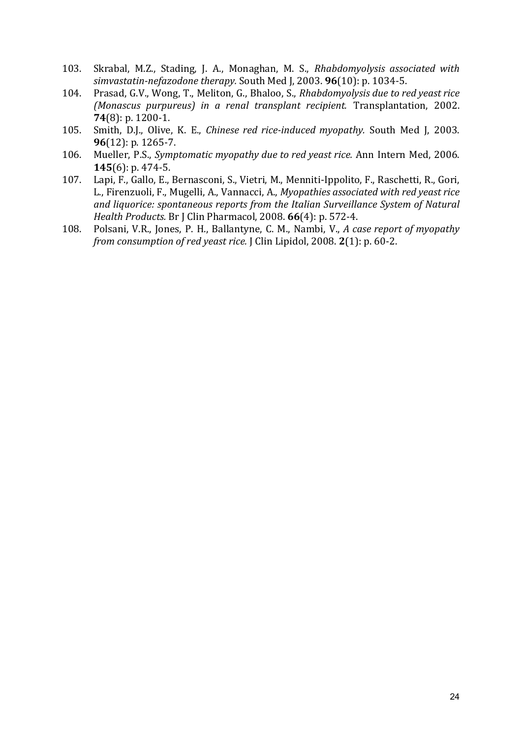103. Skrabal, M.Z., Stading, J. A., Monaghan, M. S., *Rhabdomyolysis associated with simvastatin-nefazodone therapy.* South Med J, 2003. **96**(10): p. 1034-5.
104. Prasad, G.V., Wong, T., Meliton, G., Bhaloo, S., *Rhabdomyolysis due to red yeast rice (Monascus purpureus) in a renal transplant recipient.* Transplantation, 2002. **74**(8): p. 1200-1.
105. Smith, D.J., Olive, K. E., *Chinese red rice-induced myopathy.* South Med J, 2003. **96**(12): p. 1265-7.
106. Mueller, P.S., *Symptomatic myopathy due to red yeast rice.* Ann Intern Med, 2006. **145**(6): p. 474-5.
107. Lapi, F., Gallo, E., Bernasconi, S., Vietri, M., Menniti-Ippolito, F., Raschetti, R., Gori, L., Firenzuoli, F., Mugelli, A., Vannacci, A., *Myopathies associated with red yeast rice and liquorice: spontaneous reports from the Italian Surveillance System of Natural Health Products.* Br J Clin Pharmacol, 2008. **66**(4): p. 572-4.
108. Polsani, V.R., Jones, P. H., Ballantyne, C. M., Nambi, V., *A case report of myopathy from consumption of red yeast rice.* J Clin Lipidol, 2008. **2**(1): p. 60-2.